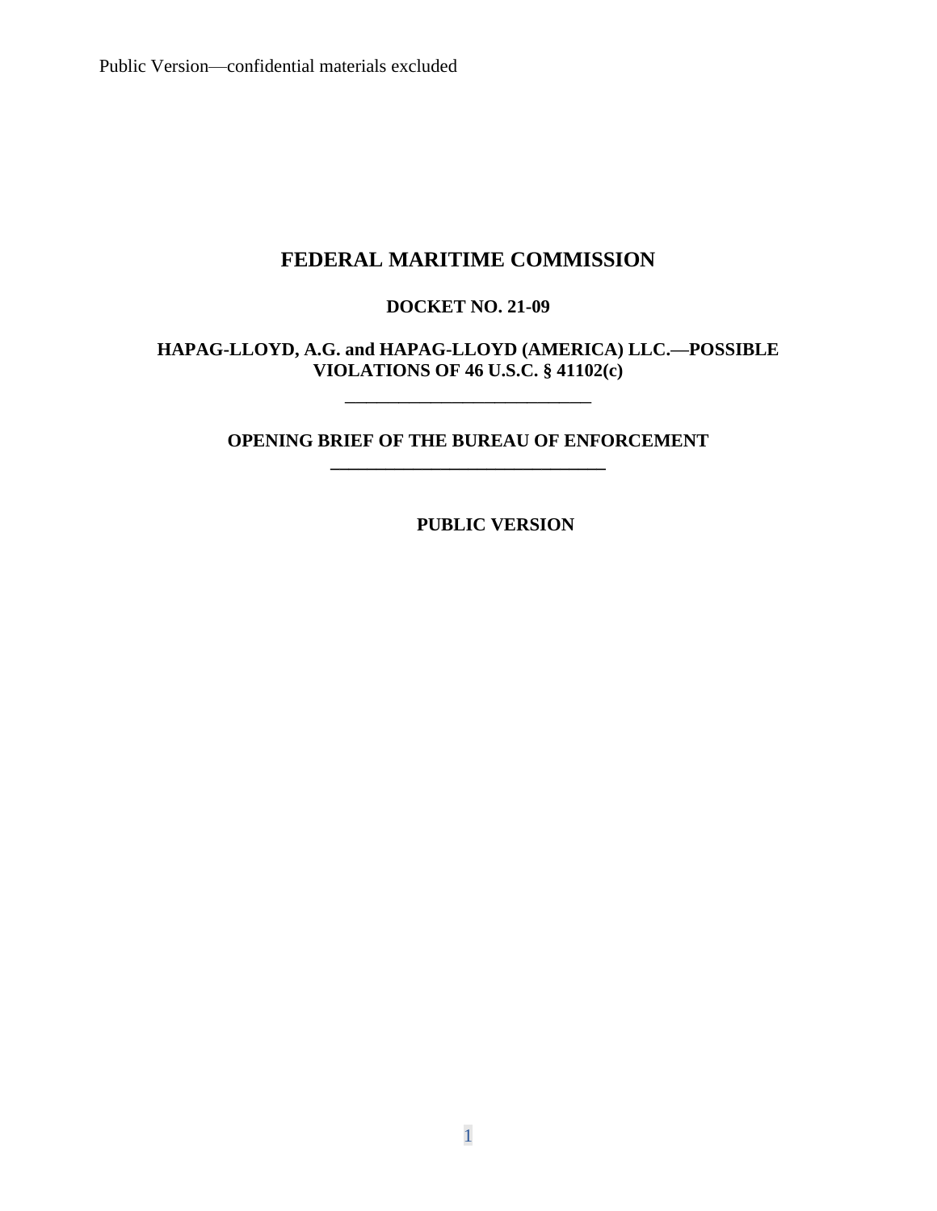# FEDERAL MARITIME COMMISSION

**DOCKET NO. 21-09**

**HAPAG-LLOYD, A.G. and HAPAG-LLOYD (AMERICA) LLC.—POSSIBLE VIOLATIONS OF 46 U.S.C. § 41102(c)**

---

**OPENING BRIEF OF THE BUREAU OF ENFORCEMENT**

---

**PUBLIC VERSION**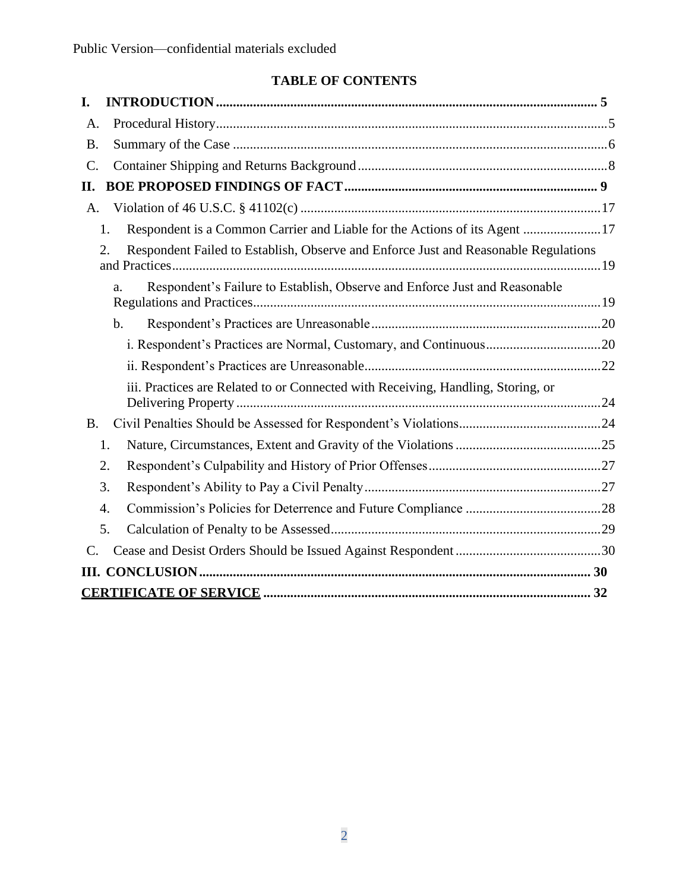Public Version—confidential materials excluded

**TABLE OF CONTENTS**

**I. INTRODUCTION** ..... **5**

A. Procedural History ..... 5

B. Summary of the Case ..... 6

C. Container Shipping and Returns Background ..... 8

**II. BOE PROPOSED FINDINGS OF FACT** ..... **9**

A. Violation of 46 U.S.C. § 41102(c) ..... 17

1. Respondent is a Common Carrier and Liable for the Actions of its Agent ..... 17

2. Respondent Failed to Establish, Observe and Enforce Just and Reasonable Regulations and Practices ..... 19

a. Respondent's Failure to Establish, Observe and Enforce Just and Reasonable Regulations and Practices ..... 19

b. Respondent's Practices are Unreasonable ..... 20

i. Respondent's Practices are Normal, Customary, and Continuous ..... 20

ii. Respondent's Practices are Unreasonable ..... 22

iii. Practices are Related to or Connected with Receiving, Handling, Storing, or Delivering Property ..... 24

B. Civil Penalties Should be Assessed for Respondent's Violations ..... 24

1. Nature, Circumstances, Extent and Gravity of the Violations ..... 25

2. Respondent's Culpability and History of Prior Offenses ..... 27

3. Respondent's Ability to Pay a Civil Penalty ..... 27

4. Commission's Policies for Deterrence and Future Compliance ..... 28

5. Calculation of Penalty to be Assessed ..... 29

C. Cease and Desist Orders Should be Issued Against Respondent ..... 30

**III. CONCLUSION** ..... **30**

**CERTIFICATE OF SERVICE** ..... **32**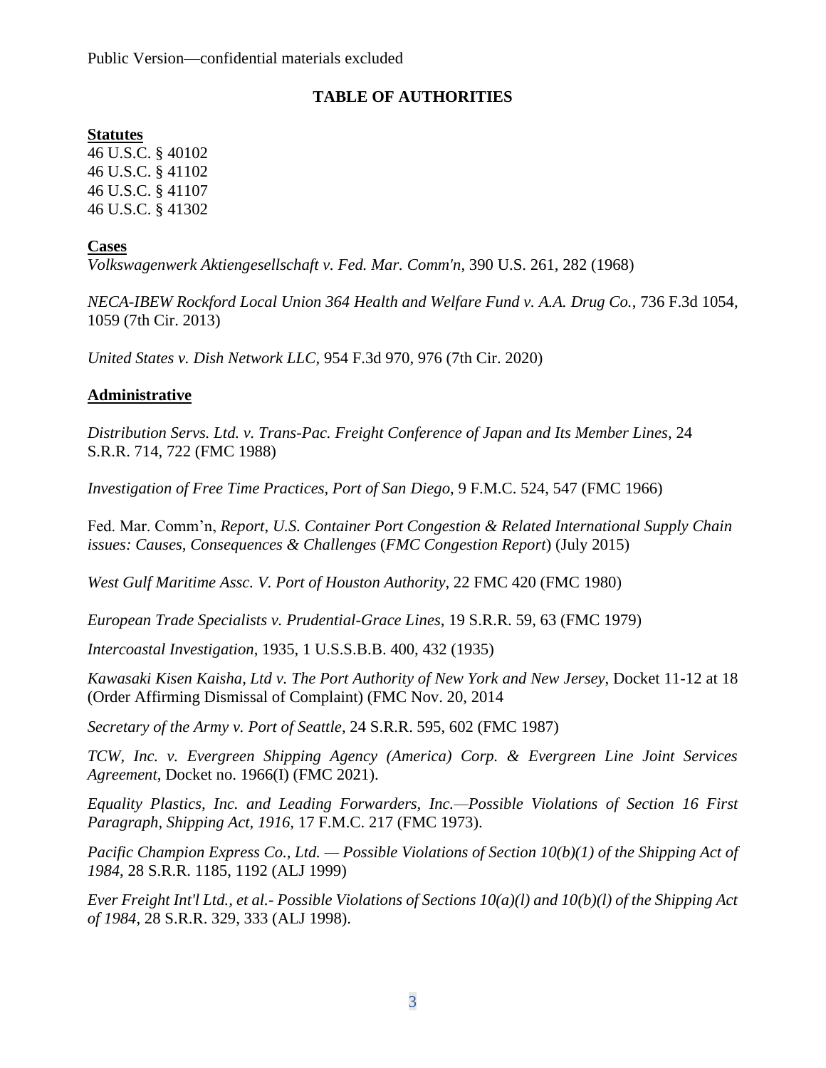Public Version—confidential materials excluded

## TABLE OF AUTHORITIES

**Statutes**

46 U.S.C. § 40102
46 U.S.C. § 41102
46 U.S.C. § 41107
46 U.S.C. § 41302

**Cases**

*Volkswagenwerk Aktiengesellschaft v. Fed. Mar. Comm'n*, 390 U.S. 261, 282 (1968)

*NECA-IBEW Rockford Local Union 364 Health and Welfare Fund v. A.A. Drug Co.*, 736 F.3d 1054, 1059 (7th Cir. 2013)

*United States v. Dish Network LLC*, 954 F.3d 970, 976 (7th Cir. 2020)

**Administrative**

*Distribution Servs. Ltd. v. Trans-Pac. Freight Conference of Japan and Its Member Lines*, 24 S.R.R. 714, 722 (FMC 1988)

*Investigation of Free Time Practices, Port of San Diego*, 9 F.M.C. 524, 547 (FMC 1966)

Fed. Mar. Comm'n, *Report, U.S. Container Port Congestion & Related International Supply Chain issues: Causes, Consequences & Challenges* (*FMC Congestion Report*) (July 2015)

*West Gulf Maritime Assc. V. Port of Houston Authority*, 22 FMC 420 (FMC 1980)

*European Trade Specialists v. Prudential-Grace Lines*, 19 S.R.R. 59, 63 (FMC 1979)

*Intercoastal Investigation*, 1935, 1 U.S.S.B.B. 400, 432 (1935)

*Kawasaki Kisen Kaisha, Ltd v. The Port Authority of New York and New Jersey*, Docket 11-12 at 18 (Order Affirming Dismissal of Complaint) (FMC Nov. 20, 2014

*Secretary of the Army v. Port of Seattle*, 24 S.R.R. 595, 602 (FMC 1987)

*TCW, Inc. v. Evergreen Shipping Agency (America) Corp. & Evergreen Line Joint Services Agreement*, Docket no. 1966(I) (FMC 2021).

*Equality Plastics, Inc. and Leading Forwarders, Inc.—Possible Violations of Section 16 First Paragraph, Shipping Act, 1916*, 17 F.M.C. 217 (FMC 1973).

*Pacific Champion Express Co., Ltd. — Possible Violations of Section 10(b)(1) of the Shipping Act of 1984*, 28 S.R.R. 1185, 1192 (ALJ 1999)

*Ever Freight Int'l Ltd., et al.- Possible Violations of Sections 10(a)(l) and 10(b)(l) of the Shipping Act of 1984*, 28 S.R.R. 329, 333 (ALJ 1998).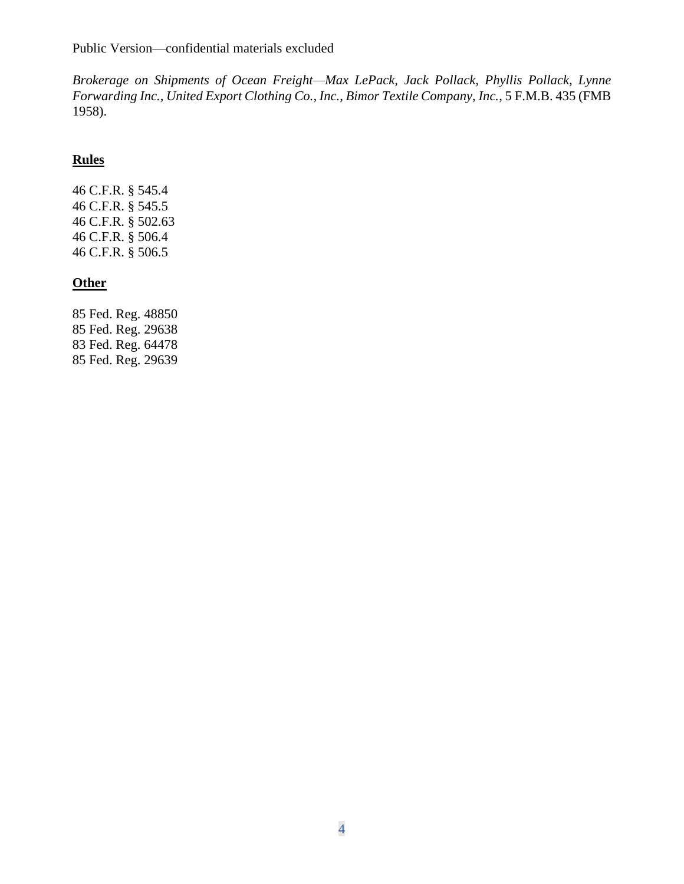*Brokerage on Shipments of Ocean Freight—Max LePack, Jack Pollack, Phyllis Pollack, Lynne Forwarding Inc.*, *United Export Clothing Co.*, *Inc.*, *Bimor Textile Company*, *Inc.*, 5 F.M.B. 435 (FMB 1958).

**Rules**

46 C.F.R. § 545.4
46 C.F.R. § 545.5
46 C.F.R. § 502.63
46 C.F.R. § 506.4
46 C.F.R. § 506.5

**Other**

85 Fed. Reg. 48850
85 Fed. Reg. 29638
83 Fed. Reg. 64478
85 Fed. Reg. 29639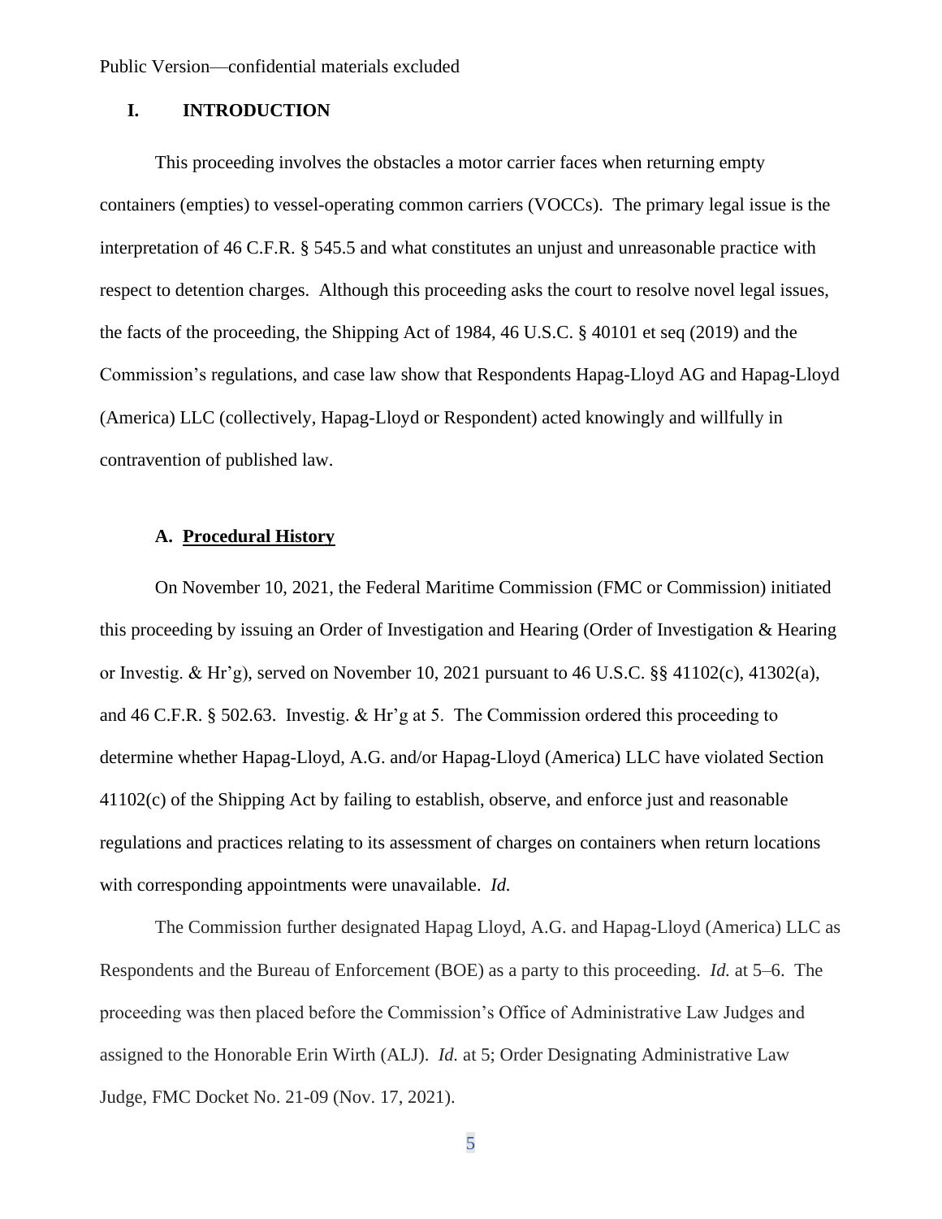Public Version—confidential materials excluded

## I. INTRODUCTION

This proceeding involves the obstacles a motor carrier faces when returning empty containers (empties) to vessel-operating common carriers (VOCCs). The primary legal issue is the interpretation of 46 C.F.R. § 545.5 and what constitutes an unjust and unreasonable practice with respect to detention charges. Although this proceeding asks the court to resolve novel legal issues, the facts of the proceeding, the Shipping Act of 1984, 46 U.S.C. § 40101 et seq (2019) and the Commission's regulations, and case law show that Respondents Hapag-Lloyd AG and Hapag-Lloyd (America) LLC (collectively, Hapag-Lloyd or Respondent) acted knowingly and willfully in contravention of published law.

### A. Procedural History

On November 10, 2021, the Federal Maritime Commission (FMC or Commission) initiated this proceeding by issuing an Order of Investigation and Hearing (Order of Investigation & Hearing or Investig. & Hr'g), served on November 10, 2021 pursuant to 46 U.S.C. §§ 41102(c), 41302(a), and 46 C.F.R. § 502.63. Investig. & Hr'g at 5. The Commission ordered this proceeding to determine whether Hapag-Lloyd, A.G. and/or Hapag-Lloyd (America) LLC have violated Section 41102(c) of the Shipping Act by failing to establish, observe, and enforce just and reasonable regulations and practices relating to its assessment of charges on containers when return locations with corresponding appointments were unavailable. *Id.*

The Commission further designated Hapag Lloyd, A.G. and Hapag-Lloyd (America) LLC as Respondents and the Bureau of Enforcement (BOE) as a party to this proceeding. *Id.* at 5–6. The proceeding was then placed before the Commission's Office of Administrative Law Judges and assigned to the Honorable Erin Wirth (ALJ). *Id.* at 5; Order Designating Administrative Law Judge, FMC Docket No. 21-09 (Nov. 17, 2021).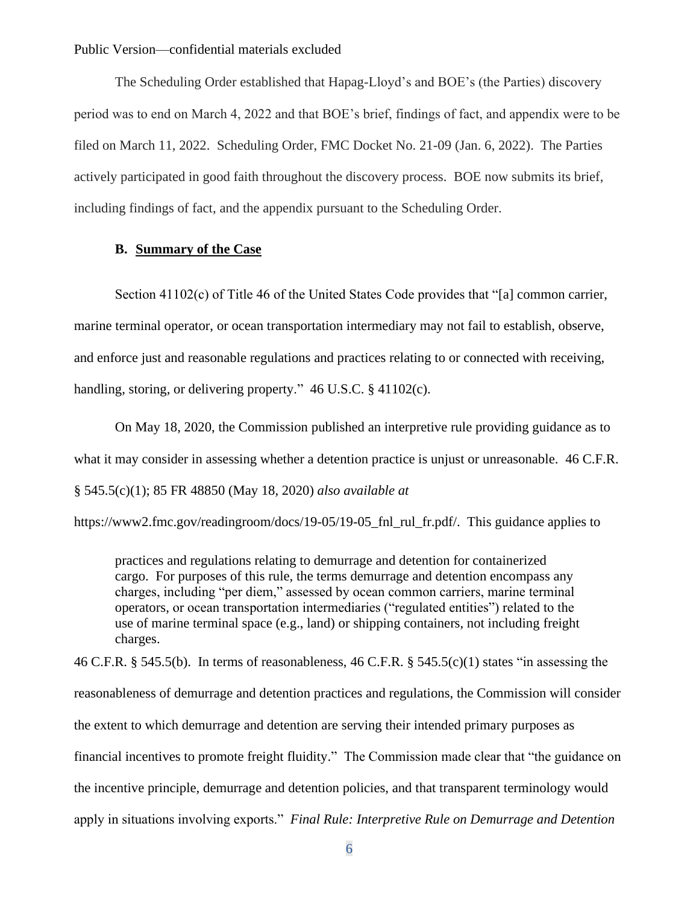Public Version—confidential materials excluded

The Scheduling Order established that Hapag-Lloyd's and BOE's (the Parties) discovery period was to end on March 4, 2022 and that BOE's brief, findings of fact, and appendix were to be filed on March 11, 2022. Scheduling Order, FMC Docket No. 21-09 (Jan. 6, 2022). The Parties actively participated in good faith throughout the discovery process. BOE now submits its brief, including findings of fact, and the appendix pursuant to the Scheduling Order.

### B. Summary of the Case

Section 41102(c) of Title 46 of the United States Code provides that "[a] common carrier, marine terminal operator, or ocean transportation intermediary may not fail to establish, observe, and enforce just and reasonable regulations and practices relating to or connected with receiving, handling, storing, or delivering property." 46 U.S.C. § 41102(c).

On May 18, 2020, the Commission published an interpretive rule providing guidance as to what it may consider in assessing whether a detention practice is unjust or unreasonable. 46 C.F.R. § 545.5(c)(1); 85 FR 48850 (May 18, 2020) *also available at* https://www2.fmc.gov/readingroom/docs/19-05/19-05_fnl_rul_fr.pdf/. This guidance applies to

> practices and regulations relating to demurrage and detention for containerized cargo. For purposes of this rule, the terms demurrage and detention encompass any charges, including "per diem," assessed by ocean common carriers, marine terminal operators, or ocean transportation intermediaries ("regulated entities") related to the use of marine terminal space (e.g., land) or shipping containers, not including freight charges.

46 C.F.R. § 545.5(b). In terms of reasonableness, 46 C.F.R. § 545.5(c)(1) states "in assessing the reasonableness of demurrage and detention practices and regulations, the Commission will consider the extent to which demurrage and detention are serving their intended primary purposes as financial incentives to promote freight fluidity." The Commission made clear that "the guidance on the incentive principle, demurrage and detention policies, and that transparent terminology would apply in situations involving exports." *Final Rule: Interpretive Rule on Demurrage and Detention*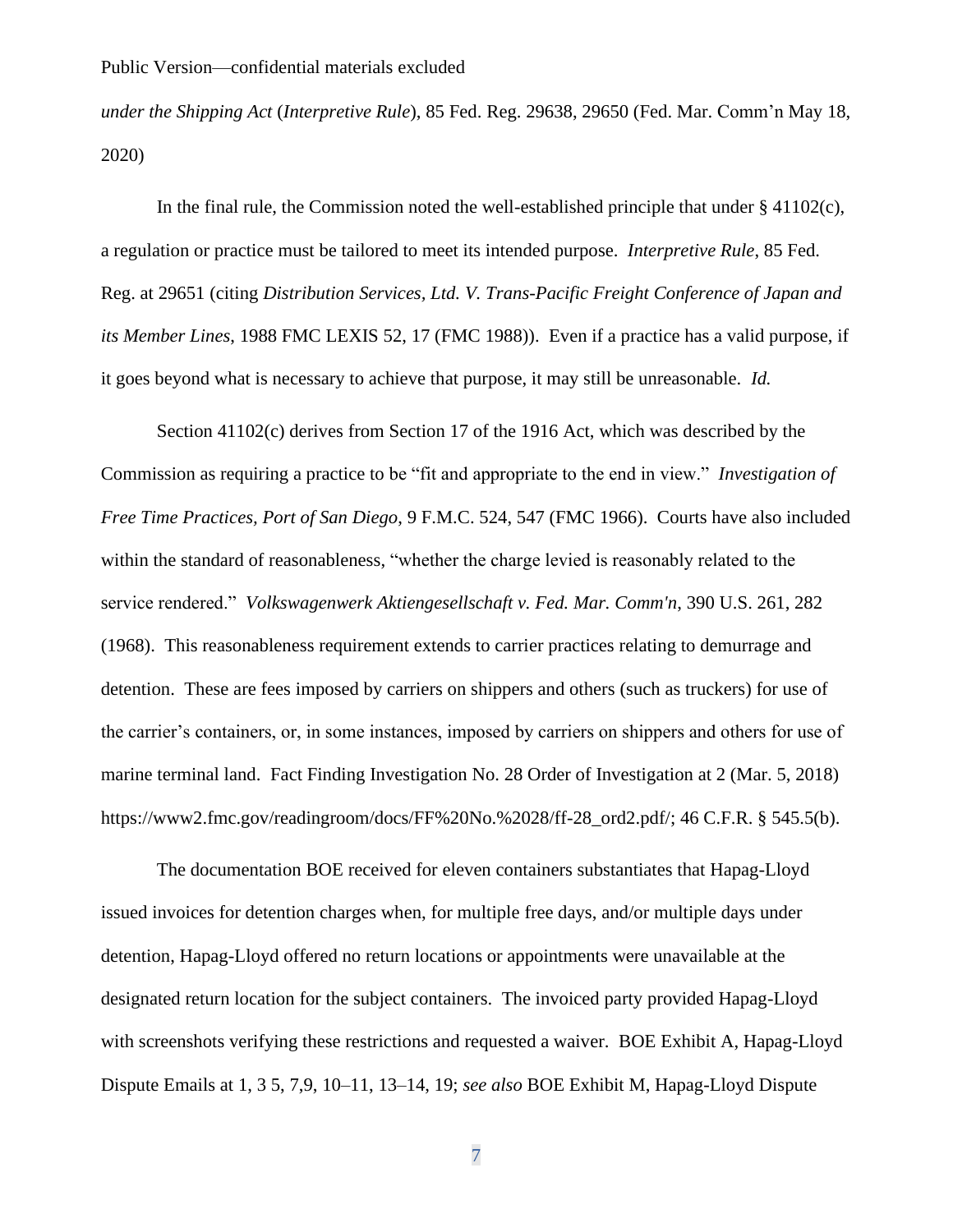*under the Shipping Act* (*Interpretive Rule*), 85 Fed. Reg. 29638, 29650 (Fed. Mar. Comm'n May 18, 2020)

In the final rule, the Commission noted the well-established principle that under § 41102(c), a regulation or practice must be tailored to meet its intended purpose. *Interpretive Rule*, 85 Fed. Reg. at 29651 (citing *Distribution Services, Ltd. V. Trans-Pacific Freight Conference of Japan and its Member Lines*, 1988 FMC LEXIS 52, 17 (FMC 1988)). Even if a practice has a valid purpose, if it goes beyond what is necessary to achieve that purpose, it may still be unreasonable. *Id.*

Section 41102(c) derives from Section 17 of the 1916 Act, which was described by the Commission as requiring a practice to be "fit and appropriate to the end in view." *Investigation of Free Time Practices, Port of San Diego*, 9 F.M.C. 524, 547 (FMC 1966). Courts have also included within the standard of reasonableness, "whether the charge levied is reasonably related to the service rendered." *Volkswagenwerk Aktiengesellschaft v. Fed. Mar. Comm'n*, 390 U.S. 261, 282 (1968). This reasonableness requirement extends to carrier practices relating to demurrage and detention. These are fees imposed by carriers on shippers and others (such as truckers) for use of the carrier's containers, or, in some instances, imposed by carriers on shippers and others for use of marine terminal land. Fact Finding Investigation No. 28 Order of Investigation at 2 (Mar. 5, 2018) https://www2.fmc.gov/readingroom/docs/FF%20No.%2028/ff-28_ord2.pdf/; 46 C.F.R. § 545.5(b).

The documentation BOE received for eleven containers substantiates that Hapag-Lloyd issued invoices for detention charges when, for multiple free days, and/or multiple days under detention, Hapag-Lloyd offered no return locations or appointments were unavailable at the designated return location for the subject containers. The invoiced party provided Hapag-Lloyd with screenshots verifying these restrictions and requested a waiver. BOE Exhibit A, Hapag-Lloyd Dispute Emails at 1, 3 5, 7,9, 10–11, 13–14, 19; *see also* BOE Exhibit M, Hapag-Lloyd Dispute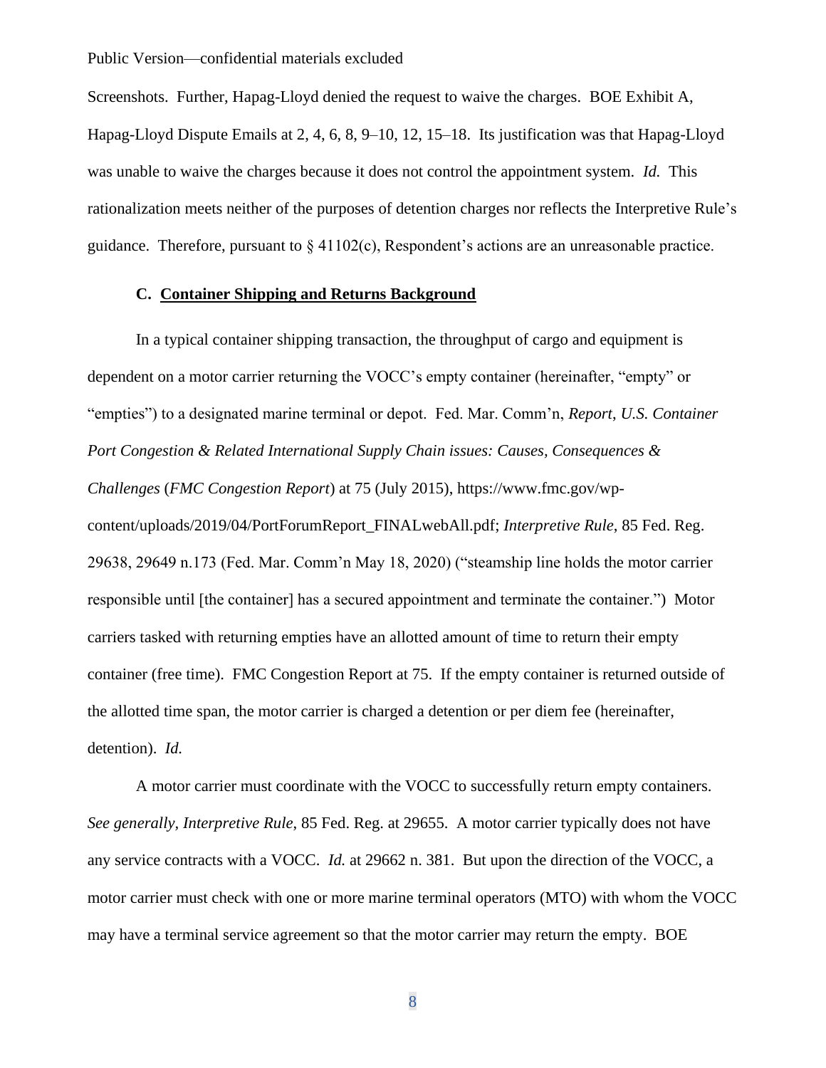Screenshots. Further, Hapag-Lloyd denied the request to waive the charges. BOE Exhibit A, Hapag-Lloyd Dispute Emails at 2, 4, 6, 8, 9–10, 12, 15–18. Its justification was that Hapag-Lloyd was unable to waive the charges because it does not control the appointment system. *Id.* This rationalization meets neither of the purposes of detention charges nor reflects the Interpretive Rule's guidance. Therefore, pursuant to § 41102(c), Respondent's actions are an unreasonable practice.

### C. Container Shipping and Returns Background

In a typical container shipping transaction, the throughput of cargo and equipment is dependent on a motor carrier returning the VOCC's empty container (hereinafter, "empty" or "empties") to a designated marine terminal or depot. Fed. Mar. Comm'n, *Report, U.S. Container Port Congestion & Related International Supply Chain issues: Causes, Consequences & Challenges* (*FMC Congestion Report*) at 75 (July 2015), https://www.fmc.gov/wp-content/uploads/2019/04/PortForumReport_FINALwebAll.pdf; *Interpretive Rule*, 85 Fed. Reg. 29638, 29649 n.173 (Fed. Mar. Comm'n May 18, 2020) ("steamship line holds the motor carrier responsible until [the container] has a secured appointment and terminate the container.") Motor carriers tasked with returning empties have an allotted amount of time to return their empty container (free time). FMC Congestion Report at 75. If the empty container is returned outside of the allotted time span, the motor carrier is charged a detention or per diem fee (hereinafter, detention). *Id.*

A motor carrier must coordinate with the VOCC to successfully return empty containers. *See generally*, *Interpretive Rule*, 85 Fed. Reg. at 29655. A motor carrier typically does not have any service contracts with a VOCC. *Id.* at 29662 n. 381. But upon the direction of the VOCC, a motor carrier must check with one or more marine terminal operators (MTO) with whom the VOCC may have a terminal service agreement so that the motor carrier may return the empty. BOE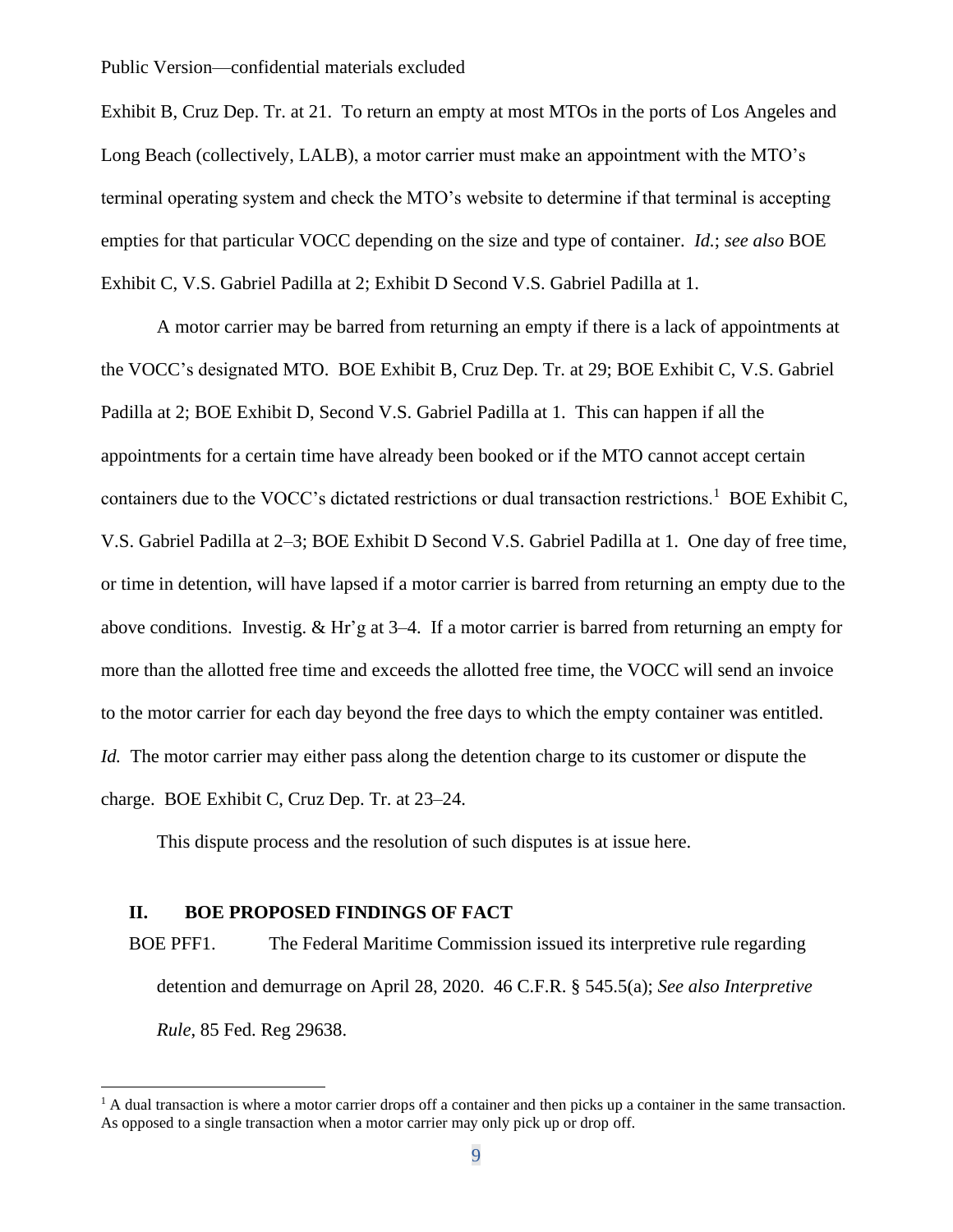Exhibit B, Cruz Dep. Tr. at 21. To return an empty at most MTOs in the ports of Los Angeles and Long Beach (collectively, LALB), a motor carrier must make an appointment with the MTO's terminal operating system and check the MTO's website to determine if that terminal is accepting empties for that particular VOCC depending on the size and type of container. *Id.*; *see also* BOE Exhibit C, V.S. Gabriel Padilla at 2; Exhibit D Second V.S. Gabriel Padilla at 1.

A motor carrier may be barred from returning an empty if there is a lack of appointments at the VOCC's designated MTO. BOE Exhibit B, Cruz Dep. Tr. at 29; BOE Exhibit C, V.S. Gabriel Padilla at 2; BOE Exhibit D, Second V.S. Gabriel Padilla at 1. This can happen if all the appointments for a certain time have already been booked or if the MTO cannot accept certain containers due to the VOCC's dictated restrictions or dual transaction restrictions.[1] BOE Exhibit C, V.S. Gabriel Padilla at 2–3; BOE Exhibit D Second V.S. Gabriel Padilla at 1. One day of free time, or time in detention, will have lapsed if a motor carrier is barred from returning an empty due to the above conditions. Investig. & Hr'g at 3–4. If a motor carrier is barred from returning an empty for more than the allotted free time and exceeds the allotted free time, the VOCC will send an invoice to the motor carrier for each day beyond the free days to which the empty container was entitled. *Id.* The motor carrier may either pass along the detention charge to its customer or dispute the charge. BOE Exhibit C, Cruz Dep. Tr. at 23–24.

This dispute process and the resolution of such disputes is at issue here.

## II. BOE PROPOSED FINDINGS OF FACT

BOE PFF1. The Federal Maritime Commission issued its interpretive rule regarding detention and demurrage on April 28, 2020. 46 C.F.R. § 545.5(a); *See also Interpretive Rule*, 85 Fed. Reg 29638.

---

[1] A dual transaction is where a motor carrier drops off a container and then picks up a container in the same transaction. As opposed to a single transaction when a motor carrier may only pick up or drop off.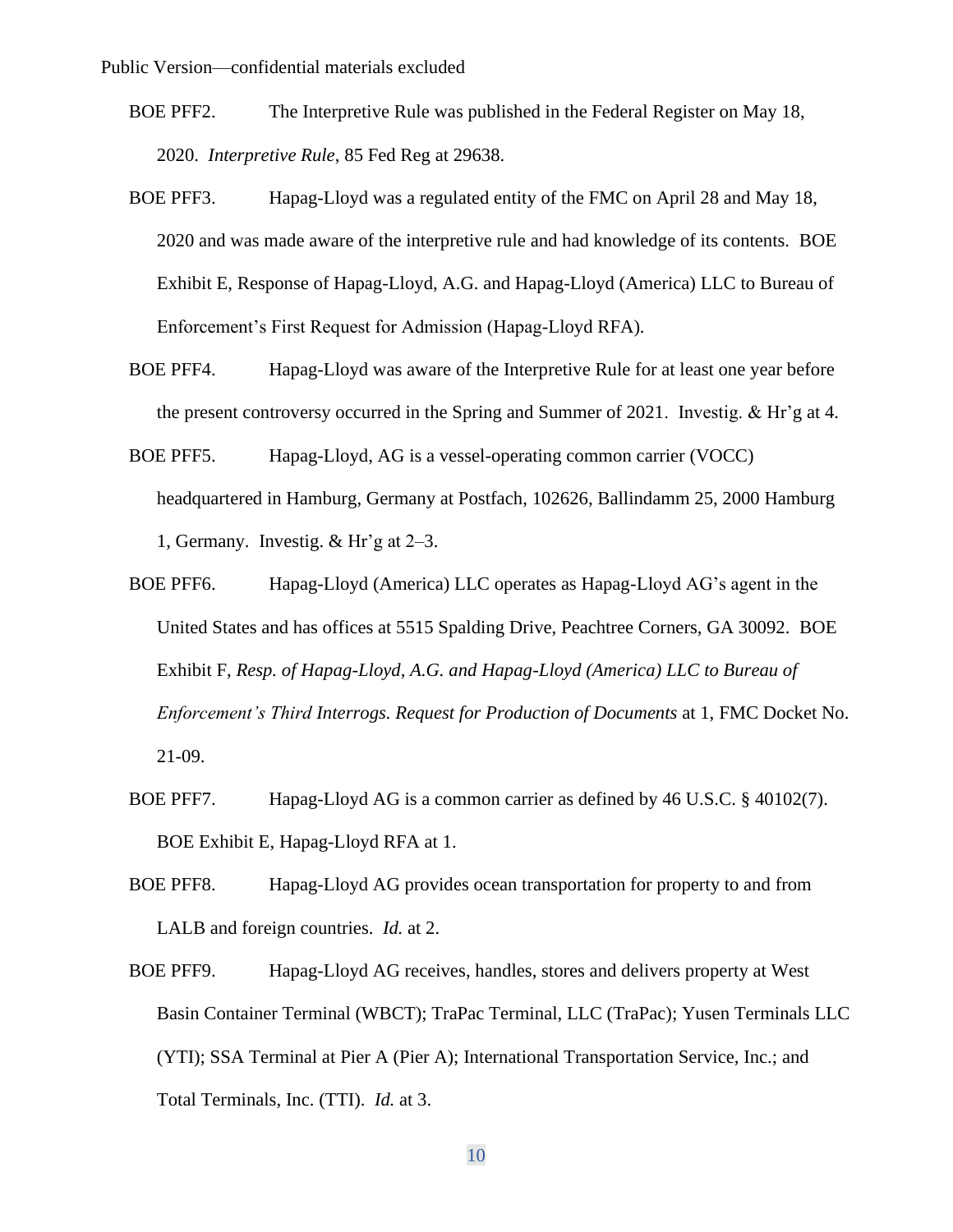Public Version—confidential materials excluded

BOE PFF2. The Interpretive Rule was published in the Federal Register on May 18, 2020. *Interpretive Rule*, 85 Fed Reg at 29638.

BOE PFF3. Hapag-Lloyd was a regulated entity of the FMC on April 28 and May 18, 2020 and was made aware of the interpretive rule and had knowledge of its contents. BOE Exhibit E, Response of Hapag-Lloyd, A.G. and Hapag-Lloyd (America) LLC to Bureau of Enforcement's First Request for Admission (Hapag-Lloyd RFA).

BOE PFF4. Hapag-Lloyd was aware of the Interpretive Rule for at least one year before the present controversy occurred in the Spring and Summer of 2021. Investig. & Hr'g at 4.

BOE PFF5. Hapag-Lloyd, AG is a vessel-operating common carrier (VOCC) headquartered in Hamburg, Germany at Postfach, 102626, Ballindamm 25, 2000 Hamburg 1, Germany. Investig. & Hr'g at 2–3.

BOE PFF6. Hapag-Lloyd (America) LLC operates as Hapag-Lloyd AG's agent in the United States and has offices at 5515 Spalding Drive, Peachtree Corners, GA 30092. BOE Exhibit F, *Resp. of Hapag-Lloyd, A.G. and Hapag-Lloyd (America) LLC to Bureau of Enforcement's Third Interrogs. Request for Production of Documents* at 1, FMC Docket No. 21-09.

BOE PFF7. Hapag-Lloyd AG is a common carrier as defined by 46 U.S.C. § 40102(7). BOE Exhibit E, Hapag-Lloyd RFA at 1.

BOE PFF8. Hapag-Lloyd AG provides ocean transportation for property to and from LALB and foreign countries. *Id.* at 2.

BOE PFF9. Hapag-Lloyd AG receives, handles, stores and delivers property at West Basin Container Terminal (WBCT); TraPac Terminal, LLC (TraPac); Yusen Terminals LLC (YTI); SSA Terminal at Pier A (Pier A); International Transportation Service, Inc.; and Total Terminals, Inc. (TTI). *Id.* at 3.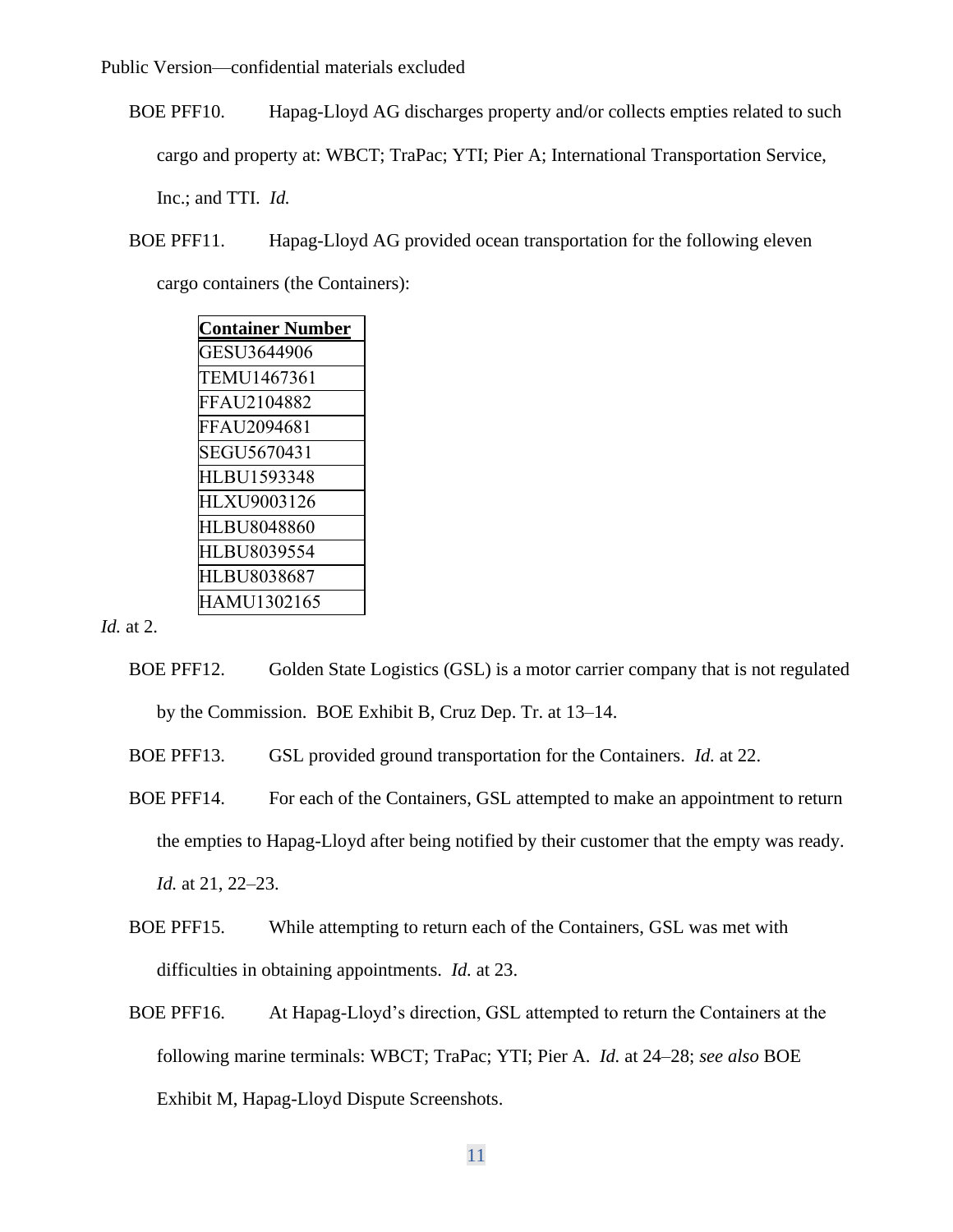Public Version—confidential materials excluded

BOE PFF10. Hapag-Lloyd AG discharges property and/or collects empties related to such cargo and property at: WBCT; TraPac; YTI; Pier A; International Transportation Service, Inc.; and TTI. *Id.*

BOE PFF11. Hapag-Lloyd AG provided ocean transportation for the following eleven cargo containers (the Containers):

| Container Number |
| --- |
| GESU3644906 |
| TEMU1467361 |
| FFAU2104882 |
| FFAU2094681 |
| SEGU5670431 |
| HLBU1593348 |
| HLXU9003126 |
| HLBU8048860 |
| HLBU8039554 |
| HLBU8038687 |
| HAMU1302165 |

*Id.* at 2.

BOE PFF12. Golden State Logistics (GSL) is a motor carrier company that is not regulated by the Commission. BOE Exhibit B, Cruz Dep. Tr. at 13–14.

BOE PFF13. GSL provided ground transportation for the Containers. *Id.* at 22.

BOE PFF14. For each of the Containers, GSL attempted to make an appointment to return the empties to Hapag-Lloyd after being notified by their customer that the empty was ready. *Id.* at 21, 22–23.

BOE PFF15. While attempting to return each of the Containers, GSL was met with difficulties in obtaining appointments. *Id.* at 23.

BOE PFF16. At Hapag-Lloyd's direction, GSL attempted to return the Containers at the following marine terminals: WBCT; TraPac; YTI; Pier A. *Id.* at 24–28; *see also* BOE Exhibit M, Hapag-Lloyd Dispute Screenshots.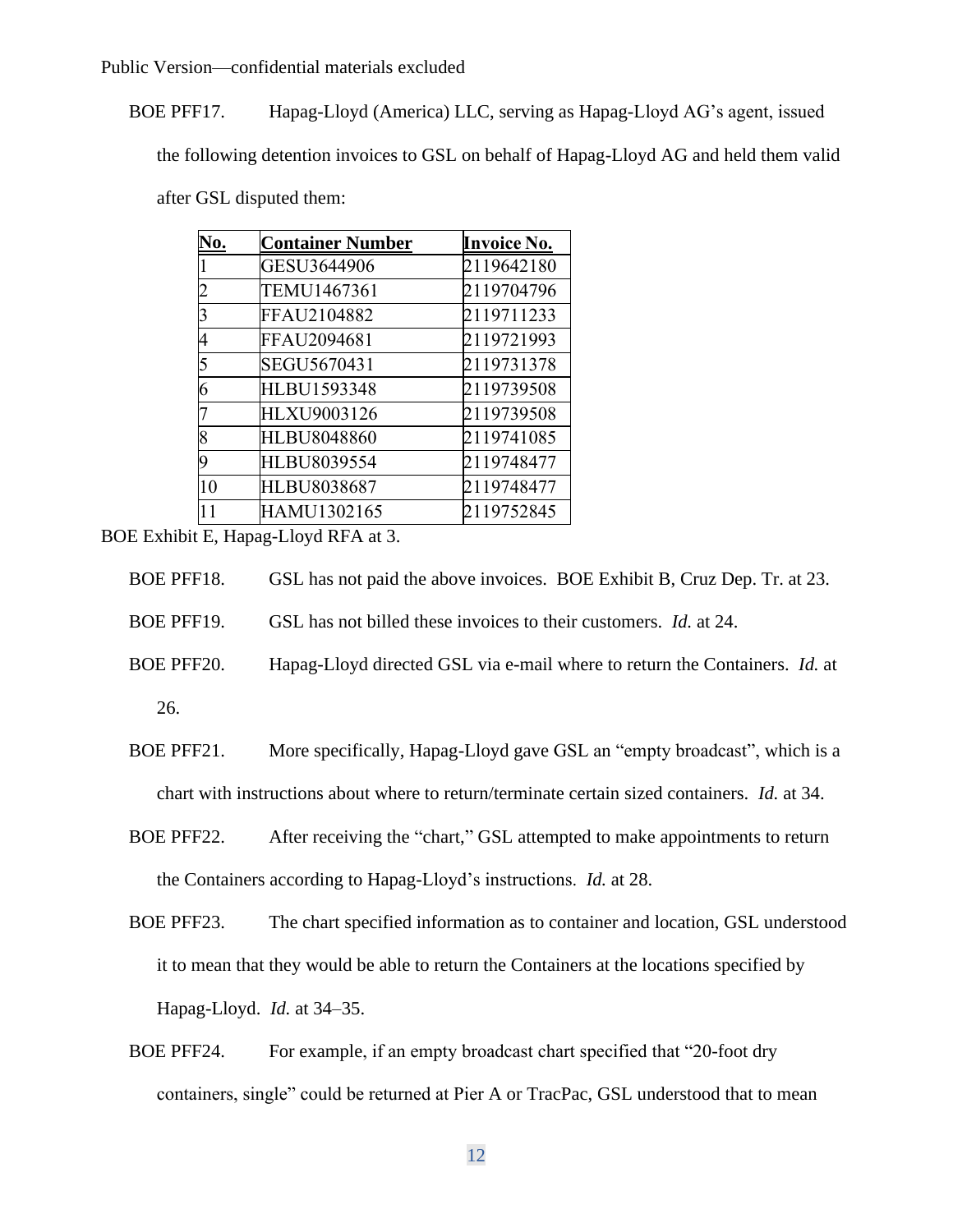Public Version—confidential materials excluded

BOE PFF17. Hapag-Lloyd (America) LLC, serving as Hapag-Lloyd AG's agent, issued the following detention invoices to GSL on behalf of Hapag-Lloyd AG and held them valid after GSL disputed them:

| No. | Container Number | Invoice No. |
|---|---|---|
| 1 | GESU3644906 | 2119642180 |
| 2 | TEMU1467361 | 2119704796 |
| 3 | FFAU2104882 | 2119711233 |
| 4 | FFAU2094681 | 2119721993 |
| 5 | SEGU5670431 | 2119731378 |
| 6 | HLBU1593348 | 2119739508 |
| 7 | HLXU9003126 | 2119739508 |
| 8 | HLBU8048860 | 2119741085 |
| 9 | HLBU8039554 | 2119748477 |
| 10 | HLBU8038687 | 2119748477 |
| 11 | HAMU1302165 | 2119752845 |

BOE Exhibit E, Hapag-Lloyd RFA at 3.

BOE PFF18. GSL has not paid the above invoices. BOE Exhibit B, Cruz Dep. Tr. at 23.

BOE PFF19. GSL has not billed these invoices to their customers. *Id.* at 24.

BOE PFF20. Hapag-Lloyd directed GSL via e-mail where to return the Containers. *Id.* at 26.

BOE PFF21. More specifically, Hapag-Lloyd gave GSL an "empty broadcast", which is a chart with instructions about where to return/terminate certain sized containers. *Id.* at 34.

BOE PFF22. After receiving the "chart," GSL attempted to make appointments to return the Containers according to Hapag-Lloyd's instructions. *Id.* at 28.

BOE PFF23. The chart specified information as to container and location, GSL understood it to mean that they would be able to return the Containers at the locations specified by Hapag-Lloyd. *Id.* at 34–35.

BOE PFF24. For example, if an empty broadcast chart specified that "20-foot dry containers, single" could be returned at Pier A or TracPac, GSL understood that to mean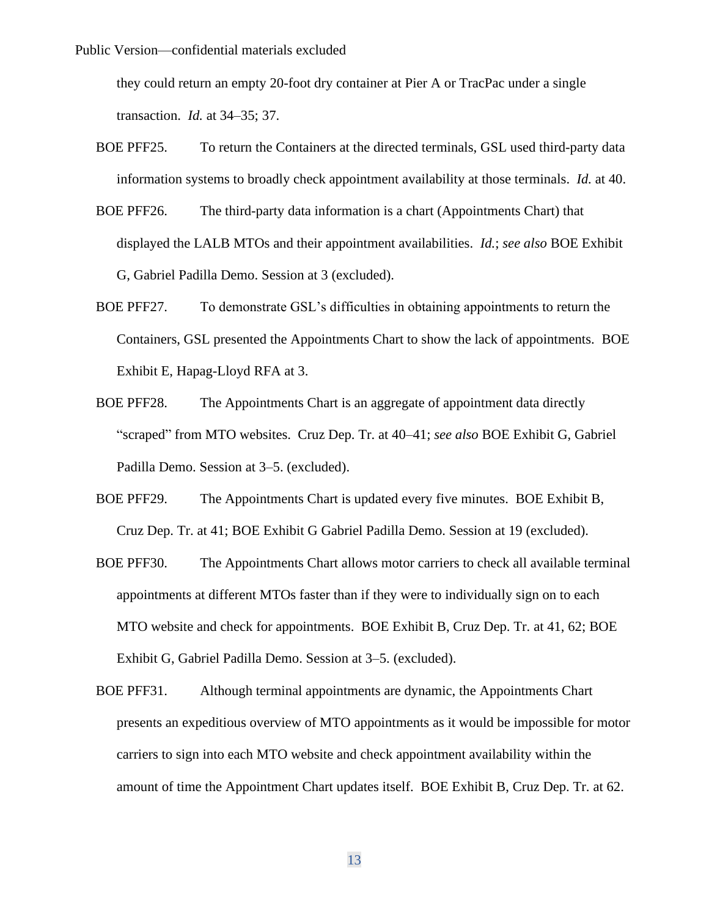they could return an empty 20-foot dry container at Pier A or TracPac under a single transaction. *Id.* at 34–35; 37.

BOE PFF25. To return the Containers at the directed terminals, GSL used third-party data information systems to broadly check appointment availability at those terminals. *Id.* at 40.

BOE PFF26. The third-party data information is a chart (Appointments Chart) that displayed the LALB MTOs and their appointment availabilities. *Id.*; *see also* BOE Exhibit G, Gabriel Padilla Demo. Session at 3 (excluded).

BOE PFF27. To demonstrate GSL's difficulties in obtaining appointments to return the Containers, GSL presented the Appointments Chart to show the lack of appointments. BOE Exhibit E, Hapag-Lloyd RFA at 3.

BOE PFF28. The Appointments Chart is an aggregate of appointment data directly "scraped" from MTO websites. Cruz Dep. Tr. at 40–41; *see also* BOE Exhibit G, Gabriel Padilla Demo. Session at 3–5. (excluded).

BOE PFF29. The Appointments Chart is updated every five minutes. BOE Exhibit B, Cruz Dep. Tr. at 41; BOE Exhibit G Gabriel Padilla Demo. Session at 19 (excluded).

BOE PFF30. The Appointments Chart allows motor carriers to check all available terminal appointments at different MTOs faster than if they were to individually sign on to each MTO website and check for appointments. BOE Exhibit B, Cruz Dep. Tr. at 41, 62; BOE Exhibit G, Gabriel Padilla Demo. Session at 3–5. (excluded).

BOE PFF31. Although terminal appointments are dynamic, the Appointments Chart presents an expeditious overview of MTO appointments as it would be impossible for motor carriers to sign into each MTO website and check appointment availability within the amount of time the Appointment Chart updates itself. BOE Exhibit B, Cruz Dep. Tr. at 62.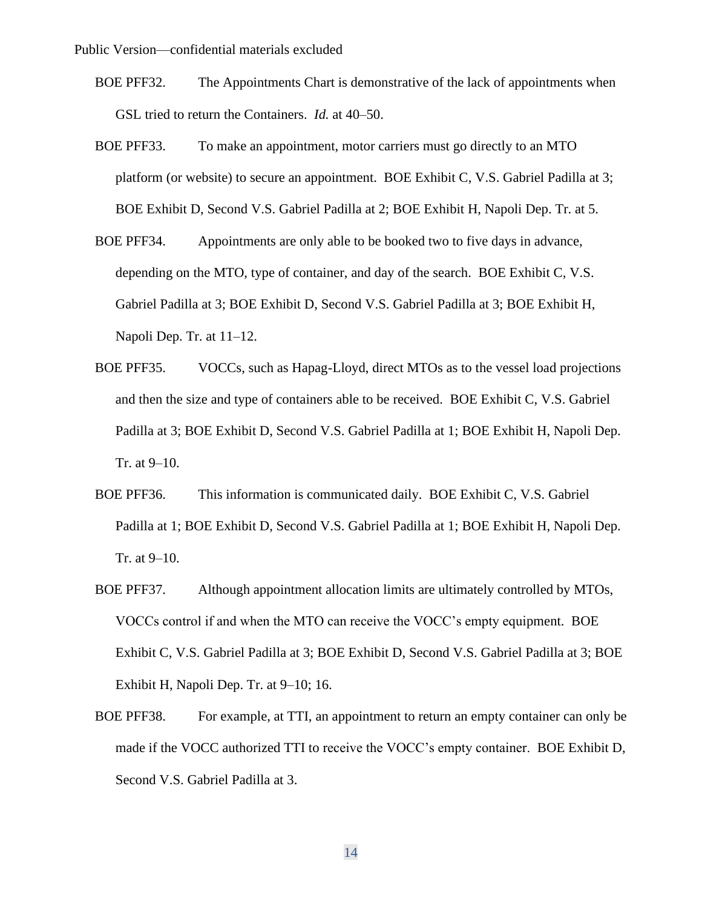BOE PFF32. The Appointments Chart is demonstrative of the lack of appointments when GSL tried to return the Containers. *Id.* at 40–50.

BOE PFF33. To make an appointment, motor carriers must go directly to an MTO platform (or website) to secure an appointment. BOE Exhibit C, V.S. Gabriel Padilla at 3; BOE Exhibit D, Second V.S. Gabriel Padilla at 2; BOE Exhibit H, Napoli Dep. Tr. at 5.

BOE PFF34. Appointments are only able to be booked two to five days in advance, depending on the MTO, type of container, and day of the search. BOE Exhibit C, V.S. Gabriel Padilla at 3; BOE Exhibit D, Second V.S. Gabriel Padilla at 3; BOE Exhibit H, Napoli Dep. Tr. at 11–12.

BOE PFF35. VOCCs, such as Hapag-Lloyd, direct MTOs as to the vessel load projections and then the size and type of containers able to be received. BOE Exhibit C, V.S. Gabriel Padilla at 3; BOE Exhibit D, Second V.S. Gabriel Padilla at 1; BOE Exhibit H, Napoli Dep. Tr. at 9–10.

BOE PFF36. This information is communicated daily. BOE Exhibit C, V.S. Gabriel Padilla at 1; BOE Exhibit D, Second V.S. Gabriel Padilla at 1; BOE Exhibit H, Napoli Dep. Tr. at 9–10.

BOE PFF37. Although appointment allocation limits are ultimately controlled by MTOs, VOCCs control if and when the MTO can receive the VOCC's empty equipment. BOE Exhibit C, V.S. Gabriel Padilla at 3; BOE Exhibit D, Second V.S. Gabriel Padilla at 3; BOE Exhibit H, Napoli Dep. Tr. at 9–10; 16.

BOE PFF38. For example, at TTI, an appointment to return an empty container can only be made if the VOCC authorized TTI to receive the VOCC's empty container. BOE Exhibit D, Second V.S. Gabriel Padilla at 3.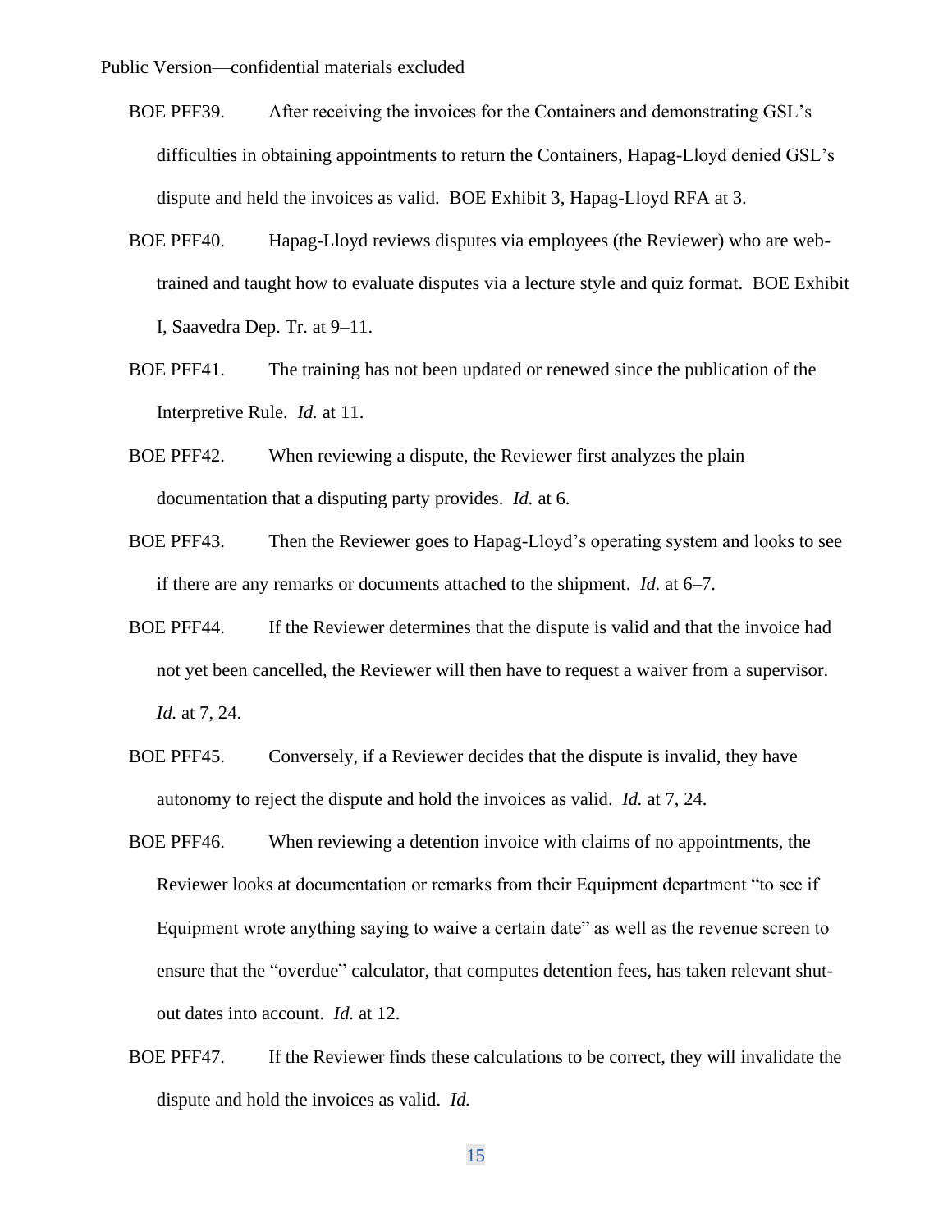Public Version—confidential materials excluded

BOE PFF39. After receiving the invoices for the Containers and demonstrating GSL's difficulties in obtaining appointments to return the Containers, Hapag-Lloyd denied GSL's dispute and held the invoices as valid. BOE Exhibit 3, Hapag-Lloyd RFA at 3.

BOE PFF40. Hapag-Lloyd reviews disputes via employees (the Reviewer) who are web-trained and taught how to evaluate disputes via a lecture style and quiz format. BOE Exhibit I, Saavedra Dep. Tr. at 9–11.

BOE PFF41. The training has not been updated or renewed since the publication of the Interpretive Rule. *Id.* at 11.

BOE PFF42. When reviewing a dispute, the Reviewer first analyzes the plain documentation that a disputing party provides. *Id.* at 6.

BOE PFF43. Then the Reviewer goes to Hapag-Lloyd's operating system and looks to see if there are any remarks or documents attached to the shipment. *Id.* at 6–7.

BOE PFF44. If the Reviewer determines that the dispute is valid and that the invoice had not yet been cancelled, the Reviewer will then have to request a waiver from a supervisor. *Id.* at 7, 24.

BOE PFF45. Conversely, if a Reviewer decides that the dispute is invalid, they have autonomy to reject the dispute and hold the invoices as valid. *Id.* at 7, 24.

BOE PFF46. When reviewing a detention invoice with claims of no appointments, the Reviewer looks at documentation or remarks from their Equipment department "to see if Equipment wrote anything saying to waive a certain date" as well as the revenue screen to ensure that the "overdue" calculator, that computes detention fees, has taken relevant shut-out dates into account. *Id.* at 12.

BOE PFF47. If the Reviewer finds these calculations to be correct, they will invalidate the dispute and hold the invoices as valid. *Id.*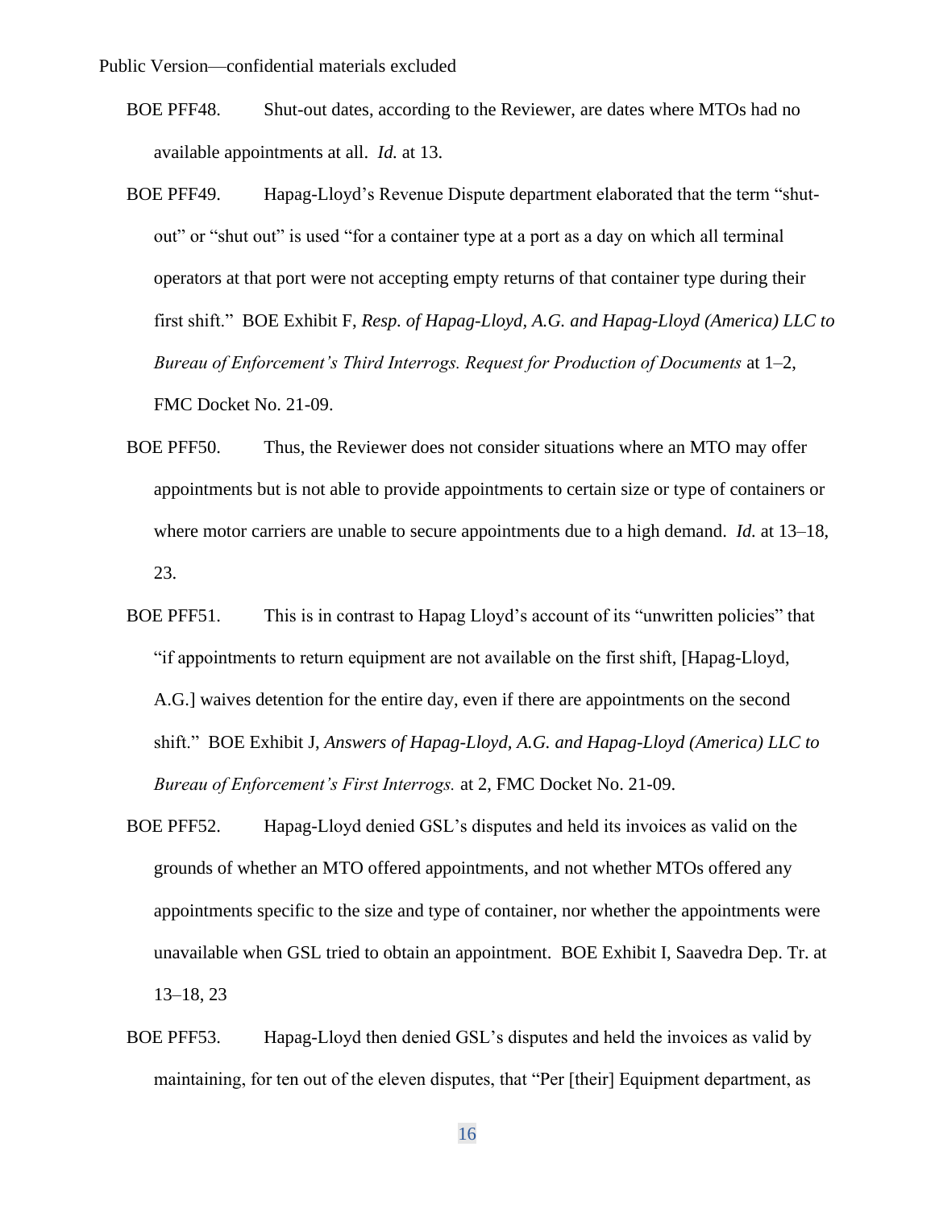Public Version—confidential materials excluded

BOE PFF48. Shut-out dates, according to the Reviewer, are dates where MTOs had no available appointments at all. *Id.* at 13.

BOE PFF49. Hapag-Lloyd's Revenue Dispute department elaborated that the term "shut-out" or "shut out" is used "for a container type at a port as a day on which all terminal operators at that port were not accepting empty returns of that container type during their first shift." BOE Exhibit F, *Resp. of Hapag-Lloyd, A.G. and Hapag-Lloyd (America) LLC to Bureau of Enforcement's Third Interrogs. Request for Production of Documents* at 1–2, FMC Docket No. 21-09.

BOE PFF50. Thus, the Reviewer does not consider situations where an MTO may offer appointments but is not able to provide appointments to certain size or type of containers or where motor carriers are unable to secure appointments due to a high demand. *Id.* at 13–18, 23.

BOE PFF51. This is in contrast to Hapag Lloyd's account of its "unwritten policies" that "if appointments to return equipment are not available on the first shift, [Hapag-Lloyd, A.G.] waives detention for the entire day, even if there are appointments on the second shift." BOE Exhibit J, *Answers of Hapag-Lloyd, A.G. and Hapag-Lloyd (America) LLC to Bureau of Enforcement's First Interrogs.* at 2, FMC Docket No. 21-09.

BOE PFF52. Hapag-Lloyd denied GSL's disputes and held its invoices as valid on the grounds of whether an MTO offered appointments, and not whether MTOs offered any appointments specific to the size and type of container, nor whether the appointments were unavailable when GSL tried to obtain an appointment. BOE Exhibit I, Saavedra Dep. Tr. at 13–18, 23

BOE PFF53. Hapag-Lloyd then denied GSL's disputes and held the invoices as valid by maintaining, for ten out of the eleven disputes, that "Per [their] Equipment department, as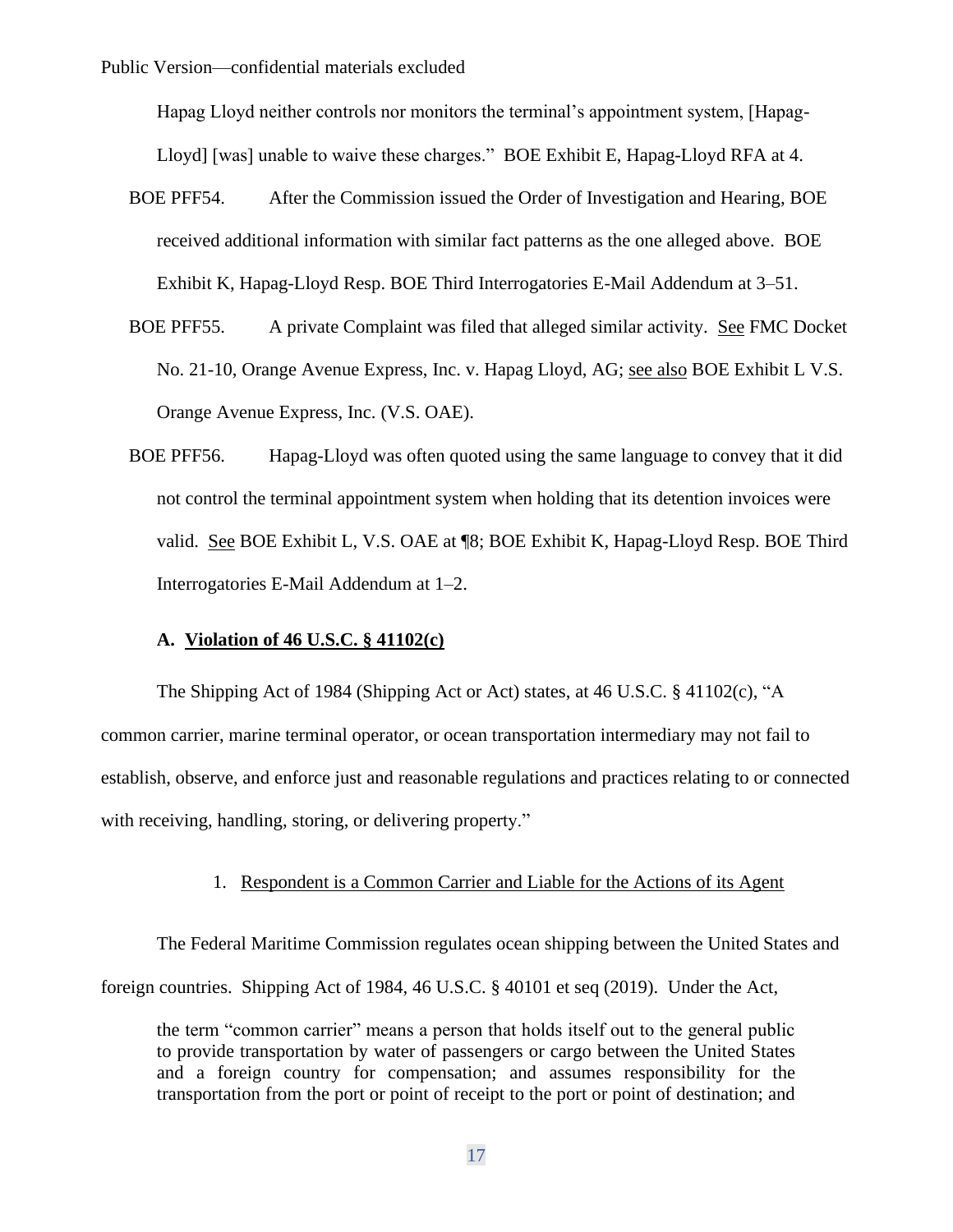Hapag Lloyd neither controls nor monitors the terminal's appointment system, [Hapag-Lloyd] [was] unable to waive these charges." BOE Exhibit E, Hapag-Lloyd RFA at 4.

BOE PFF54. After the Commission issued the Order of Investigation and Hearing, BOE received additional information with similar fact patterns as the one alleged above. BOE Exhibit K, Hapag-Lloyd Resp. BOE Third Interrogatories E-Mail Addendum at 3–51.

BOE PFF55. A private Complaint was filed that alleged similar activity. See FMC Docket No. 21-10, Orange Avenue Express, Inc. v. Hapag Lloyd, AG; see also BOE Exhibit L V.S. Orange Avenue Express, Inc. (V.S. OAE).

BOE PFF56. Hapag-Lloyd was often quoted using the same language to convey that it did not control the terminal appointment system when holding that its detention invoices were valid. See BOE Exhibit L, V.S. OAE at ¶8; BOE Exhibit K, Hapag-Lloyd Resp. BOE Third Interrogatories E-Mail Addendum at 1–2.

### A. Violation of 46 U.S.C. § 41102(c)

The Shipping Act of 1984 (Shipping Act or Act) states, at 46 U.S.C. § 41102(c), "A common carrier, marine terminal operator, or ocean transportation intermediary may not fail to establish, observe, and enforce just and reasonable regulations and practices relating to or connected with receiving, handling, storing, or delivering property."

#### 1. Respondent is a Common Carrier and Liable for the Actions of its Agent

The Federal Maritime Commission regulates ocean shipping between the United States and foreign countries. Shipping Act of 1984, 46 U.S.C. § 40101 et seq (2019). Under the Act,

> the term "common carrier" means a person that holds itself out to the general public to provide transportation by water of passengers or cargo between the United States and a foreign country for compensation; and assumes responsibility for the transportation from the port or point of receipt to the port or point of destination; and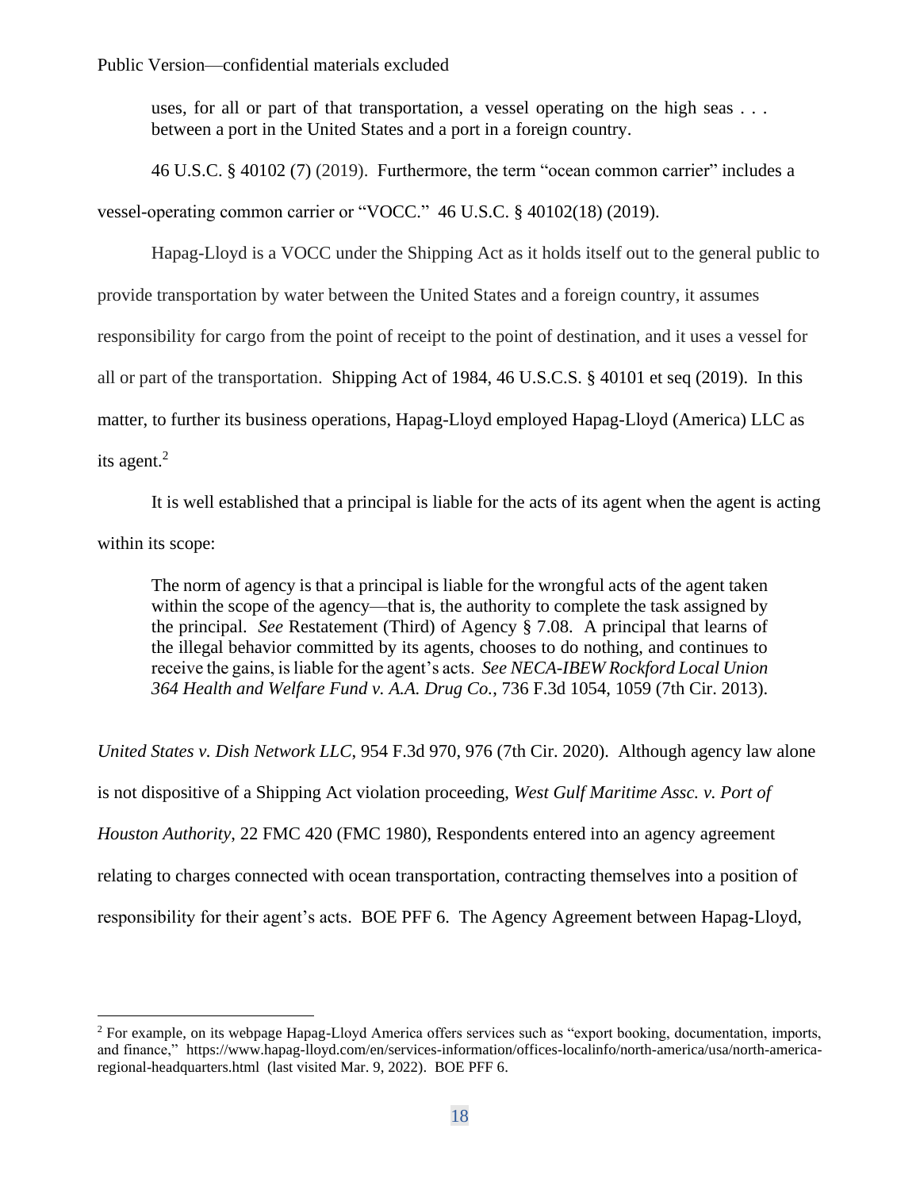> uses, for all or part of that transportation, a vessel operating on the high seas . . . between a port in the United States and a port in a foreign country.

46 U.S.C. § 40102 (7) (2019). Furthermore, the term "ocean common carrier" includes a vessel-operating common carrier or "VOCC." 46 U.S.C. § 40102(18) (2019).

Hapag-Lloyd is a VOCC under the Shipping Act as it holds itself out to the general public to provide transportation by water between the United States and a foreign country, it assumes responsibility for cargo from the point of receipt to the point of destination, and it uses a vessel for all or part of the transportation. Shipping Act of 1984, 46 U.S.C.S. § 40101 et seq (2019). In this matter, to further its business operations, Hapag-Lloyd employed Hapag-Lloyd (America) LLC as its agent.[2]

It is well established that a principal is liable for the acts of its agent when the agent is acting within its scope:

> The norm of agency is that a principal is liable for the wrongful acts of the agent taken within the scope of the agency—that is, the authority to complete the task assigned by the principal. *See* Restatement (Third) of Agency § 7.08. A principal that learns of the illegal behavior committed by its agents, chooses to do nothing, and continues to receive the gains, is liable for the agent's acts. *See NECA-IBEW Rockford Local Union 364 Health and Welfare Fund v. A.A. Drug Co.*, 736 F.3d 1054, 1059 (7th Cir. 2013).

*United States v. Dish Network LLC*, 954 F.3d 970, 976 (7th Cir. 2020). Although agency law alone is not dispositive of a Shipping Act violation proceeding, *West Gulf Maritime Assc. v. Port of Houston Authority*, 22 FMC 420 (FMC 1980), Respondents entered into an agency agreement relating to charges connected with ocean transportation, contracting themselves into a position of responsibility for their agent's acts. BOE PFF 6. The Agency Agreement between Hapag-Lloyd,

[2] For example, on its webpage Hapag-Lloyd America offers services such as "export booking, documentation, imports, and finance," https://www.hapag-lloyd.com/en/services-information/offices-localinfo/north-america/usa/north-america-regional-headquarters.html (last visited Mar. 9, 2022). BOE PFF 6.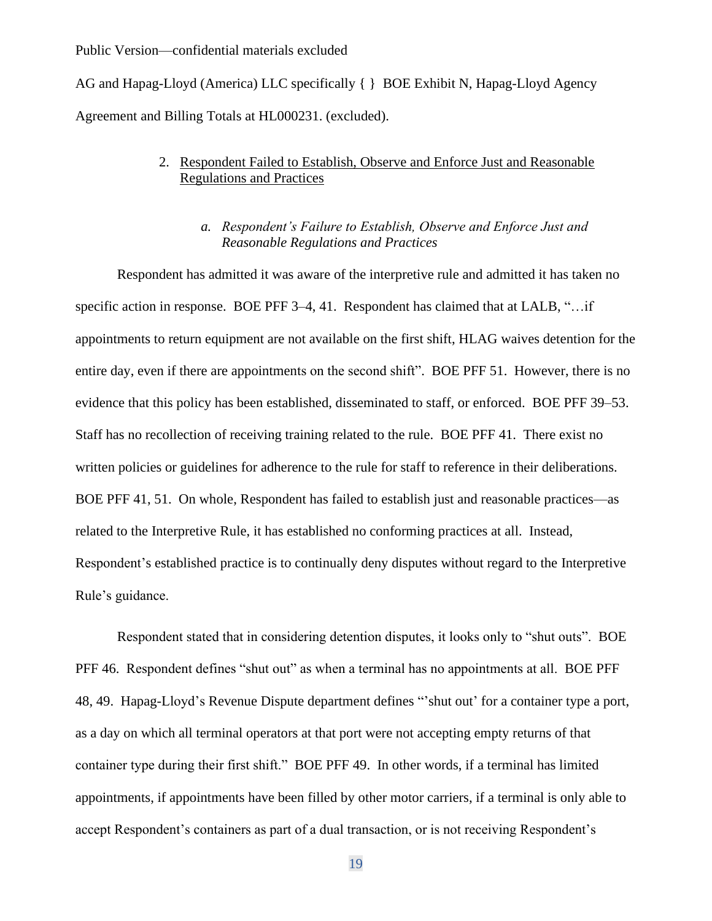Public Version—confidential materials excluded

AG and Hapag-Lloyd (America) LLC specifically { } BOE Exhibit N, Hapag-Lloyd Agency Agreement and Billing Totals at HL000231. (excluded).

### 2. Respondent Failed to Establish, Observe and Enforce Just and Reasonable Regulations and Practices

#### *a. Respondent's Failure to Establish, Observe and Enforce Just and Reasonable Regulations and Practices*

Respondent has admitted it was aware of the interpretive rule and admitted it has taken no specific action in response. BOE PFF 3–4, 41. Respondent has claimed that at LALB, "…if appointments to return equipment are not available on the first shift, HLAG waives detention for the entire day, even if there are appointments on the second shift". BOE PFF 51. However, there is no evidence that this policy has been established, disseminated to staff, or enforced. BOE PFF 39–53. Staff has no recollection of receiving training related to the rule. BOE PFF 41. There exist no written policies or guidelines for adherence to the rule for staff to reference in their deliberations. BOE PFF 41, 51. On whole, Respondent has failed to establish just and reasonable practices—as related to the Interpretive Rule, it has established no conforming practices at all. Instead, Respondent's established practice is to continually deny disputes without regard to the Interpretive Rule's guidance.

Respondent stated that in considering detention disputes, it looks only to "shut outs". BOE PFF 46. Respondent defines "shut out" as when a terminal has no appointments at all. BOE PFF 48, 49. Hapag-Lloyd's Revenue Dispute department defines "'shut out' for a container type a port, as a day on which all terminal operators at that port were not accepting empty returns of that container type during their first shift." BOE PFF 49. In other words, if a terminal has limited appointments, if appointments have been filled by other motor carriers, if a terminal is only able to accept Respondent's containers as part of a dual transaction, or is not receiving Respondent's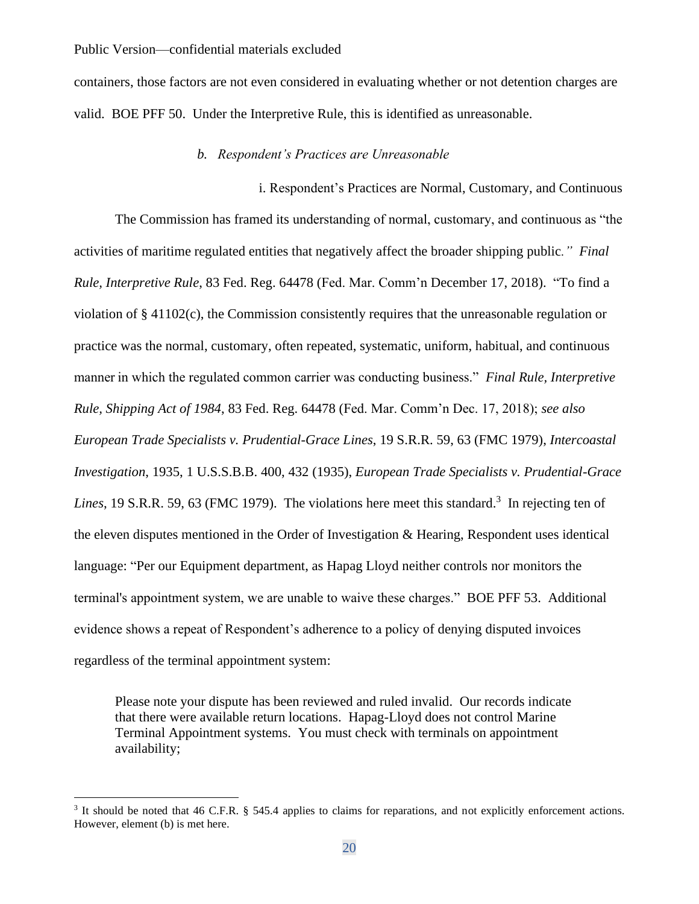containers, those factors are not even considered in evaluating whether or not detention charges are valid. BOE PFF 50. Under the Interpretive Rule, this is identified as unreasonable.

*b. Respondent's Practices are Unreasonable*

i. Respondent's Practices are Normal, Customary, and Continuous

The Commission has framed its understanding of normal, customary, and continuous as "the activities of maritime regulated entities that negatively affect the broader shipping public." *Final Rule, Interpretive Rule*, 83 Fed. Reg. 64478 (Fed. Mar. Comm'n December 17, 2018). "To find a violation of § 41102(c), the Commission consistently requires that the unreasonable regulation or practice was the normal, customary, often repeated, systematic, uniform, habitual, and continuous manner in which the regulated common carrier was conducting business." *Final Rule, Interpretive Rule, Shipping Act of 1984*, 83 Fed. Reg. 64478 (Fed. Mar. Comm'n Dec. 17, 2018); *see also European Trade Specialists v. Prudential-Grace Lines*, 19 S.R.R. 59, 63 (FMC 1979), *Intercoastal Investigation*, 1935, 1 U.S.S.B.B. 400, 432 (1935), *European Trade Specialists v. Prudential-Grace Lines*, 19 S.R.R. 59, 63 (FMC 1979). The violations here meet this standard.[3] In rejecting ten of the eleven disputes mentioned in the Order of Investigation & Hearing, Respondent uses identical language: "Per our Equipment department, as Hapag Lloyd neither controls nor monitors the terminal's appointment system, we are unable to waive these charges." BOE PFF 53. Additional evidence shows a repeat of Respondent's adherence to a policy of denying disputed invoices regardless of the terminal appointment system:

> Please note your dispute has been reviewed and ruled invalid. Our records indicate that there were available return locations. Hapag-Lloyd does not control Marine Terminal Appointment systems. You must check with terminals on appointment availability;

[3] It should be noted that 46 C.F.R. § 545.4 applies to claims for reparations, and not explicitly enforcement actions. However, element (b) is met here.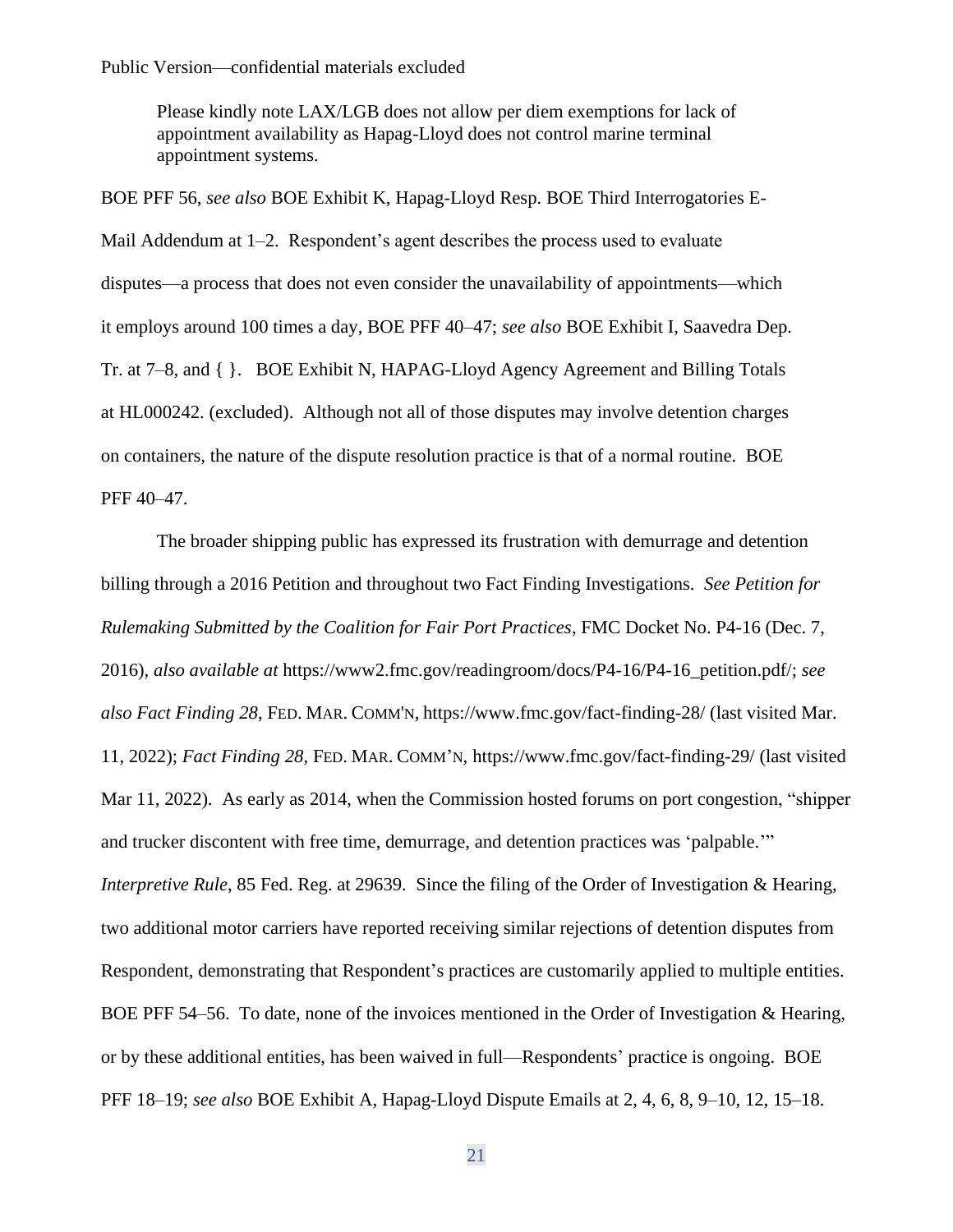Public Version—confidential materials excluded

> Please kindly note LAX/LGB does not allow per diem exemptions for lack of appointment availability as Hapag-Lloyd does not control marine terminal appointment systems.

BOE PFF 56, *see also* BOE Exhibit K, Hapag-Lloyd Resp. BOE Third Interrogatories E-Mail Addendum at 1–2. Respondent's agent describes the process used to evaluate disputes—a process that does not even consider the unavailability of appointments—which it employs around 100 times a day, BOE PFF 40–47; *see also* BOE Exhibit I, Saavedra Dep. Tr. at 7–8, and { }. BOE Exhibit N, HAPAG-Lloyd Agency Agreement and Billing Totals at HL000242. (excluded). Although not all of those disputes may involve detention charges on containers, the nature of the dispute resolution practice is that of a normal routine. BOE PFF 40–47.

The broader shipping public has expressed its frustration with demurrage and detention billing through a 2016 Petition and throughout two Fact Finding Investigations. *See Petition for Rulemaking Submitted by the Coalition for Fair Port Practices*, FMC Docket No. P4-16 (Dec. 7, 2016), *also available at* https://www2.fmc.gov/readingroom/docs/P4-16/P4-16_petition.pdf/; *see also Fact Finding 28*, FED. MAR. COMM'N, https://www.fmc.gov/fact-finding-28/ (last visited Mar. 11, 2022); *Fact Finding 28*, FED. MAR. COMM'N, https://www.fmc.gov/fact-finding-29/ (last visited Mar 11, 2022). As early as 2014, when the Commission hosted forums on port congestion, "shipper and trucker discontent with free time, demurrage, and detention practices was 'palpable.'" *Interpretive Rule*, 85 Fed. Reg. at 29639. Since the filing of the Order of Investigation & Hearing, two additional motor carriers have reported receiving similar rejections of detention disputes from Respondent, demonstrating that Respondent's practices are customarily applied to multiple entities. BOE PFF 54–56. To date, none of the invoices mentioned in the Order of Investigation & Hearing, or by these additional entities, has been waived in full—Respondents' practice is ongoing. BOE PFF 18–19; *see also* BOE Exhibit A, Hapag-Lloyd Dispute Emails at 2, 4, 6, 8, 9–10, 12, 15–18.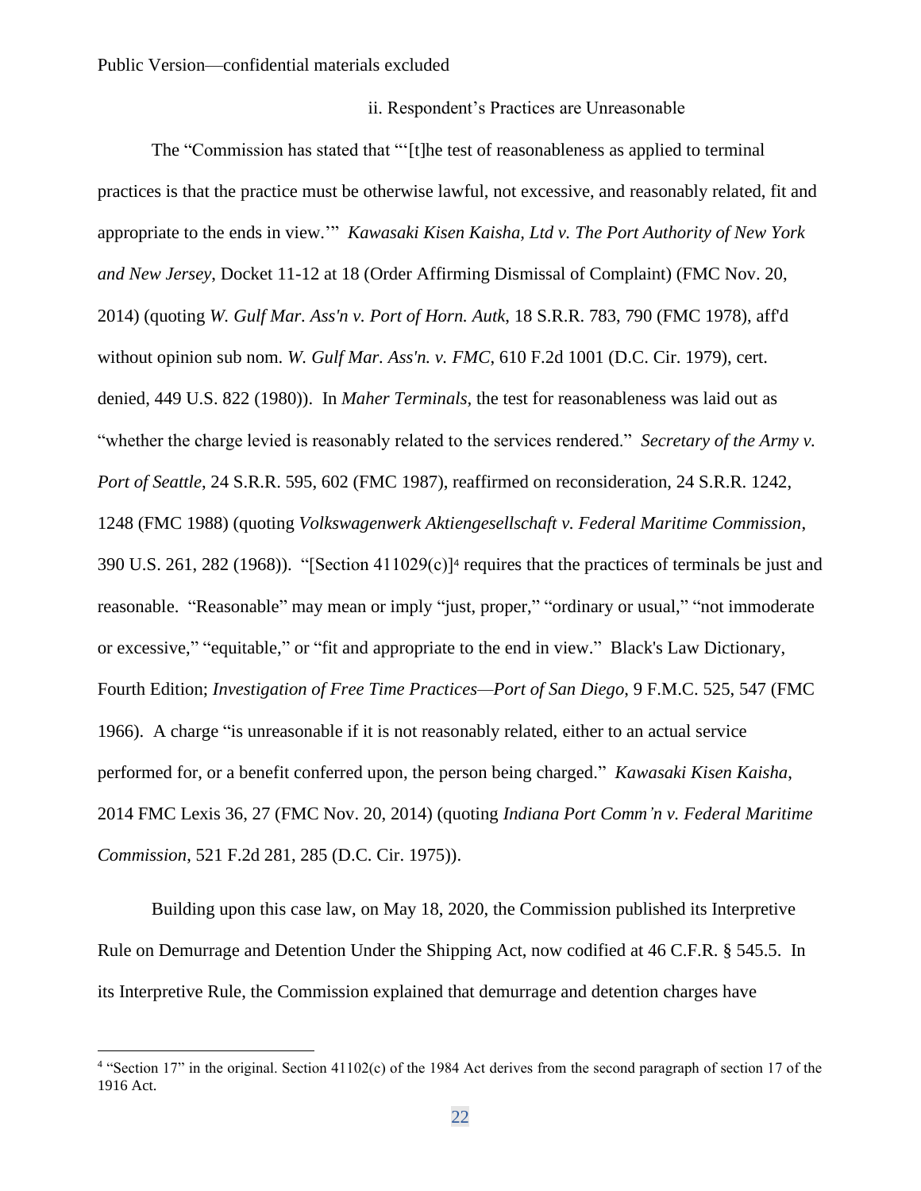Public Version—confidential materials excluded

### ii. Respondent's Practices are Unreasonable

The "Commission has stated that "'[t]he test of reasonableness as applied to terminal practices is that the practice must be otherwise lawful, not excessive, and reasonably related, fit and appropriate to the ends in view.'" *Kawasaki Kisen Kaisha, Ltd v. The Port Authority of New York and New Jersey*, Docket 11-12 at 18 (Order Affirming Dismissal of Complaint) (FMC Nov. 20, 2014) (quoting *W. Gulf Mar. Ass'n v. Port of Horn. Autk*, 18 S.R.R. 783, 790 (FMC 1978), aff'd without opinion sub nom. *W. Gulf Mar. Ass'n. v. FMC*, 610 F.2d 1001 (D.C. Cir. 1979), cert. denied, 449 U.S. 822 (1980)). In *Maher Terminals*, the test for reasonableness was laid out as "whether the charge levied is reasonably related to the services rendered." *Secretary of the Army v. Port of Seattle*, 24 S.R.R. 595, 602 (FMC 1987), reaffirmed on reconsideration, 24 S.R.R. 1242, 1248 (FMC 1988) (quoting *Volkswagenwerk Aktiengesellschaft v. Federal Maritime Commission*, 390 U.S. 261, 282 (1968)). "[Section 411029(c)][4] requires that the practices of terminals be just and reasonable. "Reasonable" may mean or imply "just, proper," "ordinary or usual," "not immoderate or excessive," "equitable," or "fit and appropriate to the end in view." Black's Law Dictionary, Fourth Edition; *Investigation of Free Time Practices—Port of San Diego*, 9 F.M.C. 525, 547 (FMC 1966). A charge "is unreasonable if it is not reasonably related, either to an actual service performed for, or a benefit conferred upon, the person being charged." *Kawasaki Kisen Kaisha*, 2014 FMC Lexis 36, 27 (FMC Nov. 20, 2014) (quoting *Indiana Port Comm'n v. Federal Maritime Commission*, 521 F.2d 281, 285 (D.C. Cir. 1975)).

Building upon this case law, on May 18, 2020, the Commission published its Interpretive Rule on Demurrage and Detention Under the Shipping Act, now codified at 46 C.F.R. § 545.5. In its Interpretive Rule, the Commission explained that demurrage and detention charges have

---

[4] "Section 17" in the original. Section 41102(c) of the 1984 Act derives from the second paragraph of section 17 of the 1916 Act.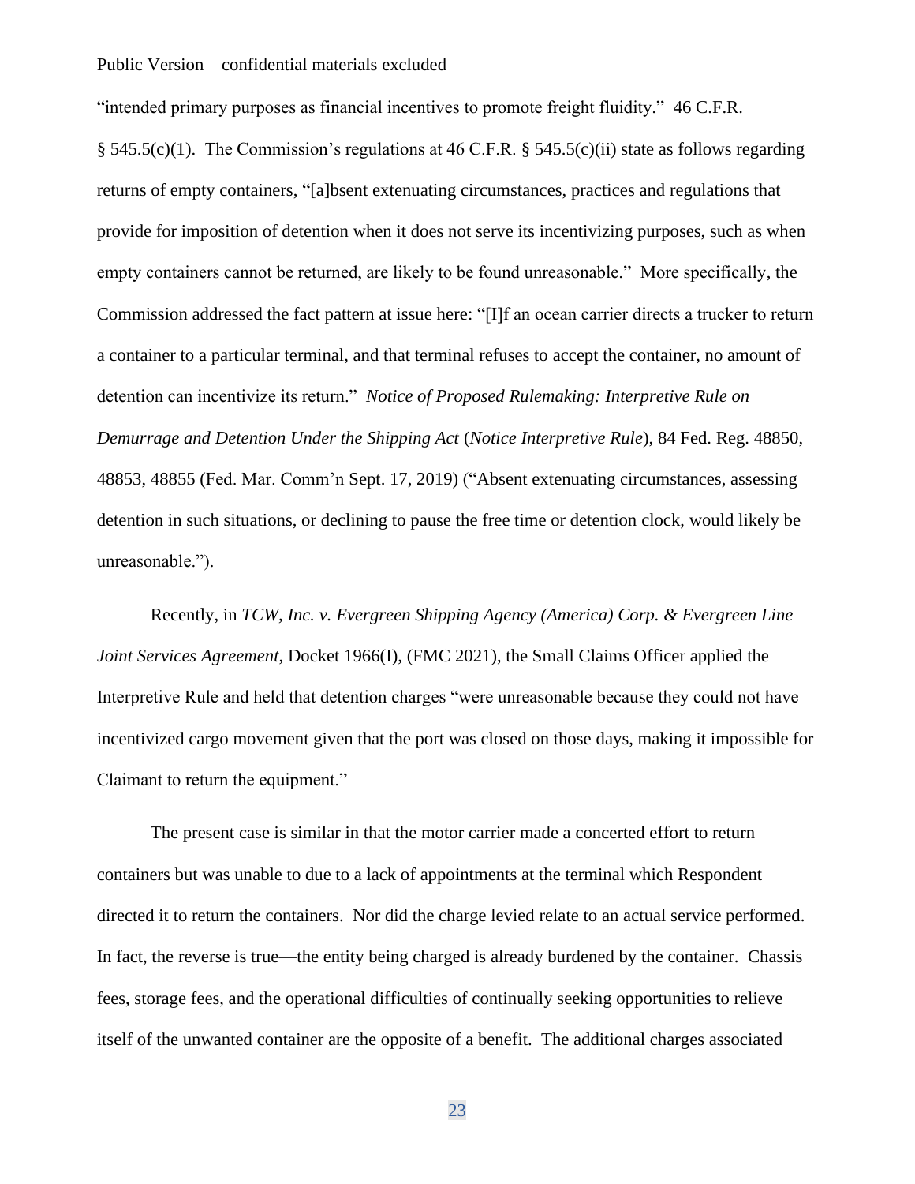"intended primary purposes as financial incentives to promote freight fluidity." 46 C.F.R. § 545.5(c)(1). The Commission's regulations at 46 C.F.R. § 545.5(c)(ii) state as follows regarding returns of empty containers, "[a]bsent extenuating circumstances, practices and regulations that provide for imposition of detention when it does not serve its incentivizing purposes, such as when empty containers cannot be returned, are likely to be found unreasonable." More specifically, the Commission addressed the fact pattern at issue here: "[I]f an ocean carrier directs a trucker to return a container to a particular terminal, and that terminal refuses to accept the container, no amount of detention can incentivize its return." *Notice of Proposed Rulemaking: Interpretive Rule on Demurrage and Detention Under the Shipping Act* (*Notice Interpretive Rule*), 84 Fed. Reg. 48850, 48853, 48855 (Fed. Mar. Comm'n Sept. 17, 2019) ("Absent extenuating circumstances, assessing detention in such situations, or declining to pause the free time or detention clock, would likely be unreasonable.").

Recently, in *TCW, Inc. v. Evergreen Shipping Agency (America) Corp. & Evergreen Line Joint Services Agreement*, Docket 1966(I), (FMC 2021), the Small Claims Officer applied the Interpretive Rule and held that detention charges "were unreasonable because they could not have incentivized cargo movement given that the port was closed on those days, making it impossible for Claimant to return the equipment."

The present case is similar in that the motor carrier made a concerted effort to return containers but was unable to due to a lack of appointments at the terminal which Respondent directed it to return the containers. Nor did the charge levied relate to an actual service performed. In fact, the reverse is true—the entity being charged is already burdened by the container. Chassis fees, storage fees, and the operational difficulties of continually seeking opportunities to relieve itself of the unwanted container are the opposite of a benefit. The additional charges associated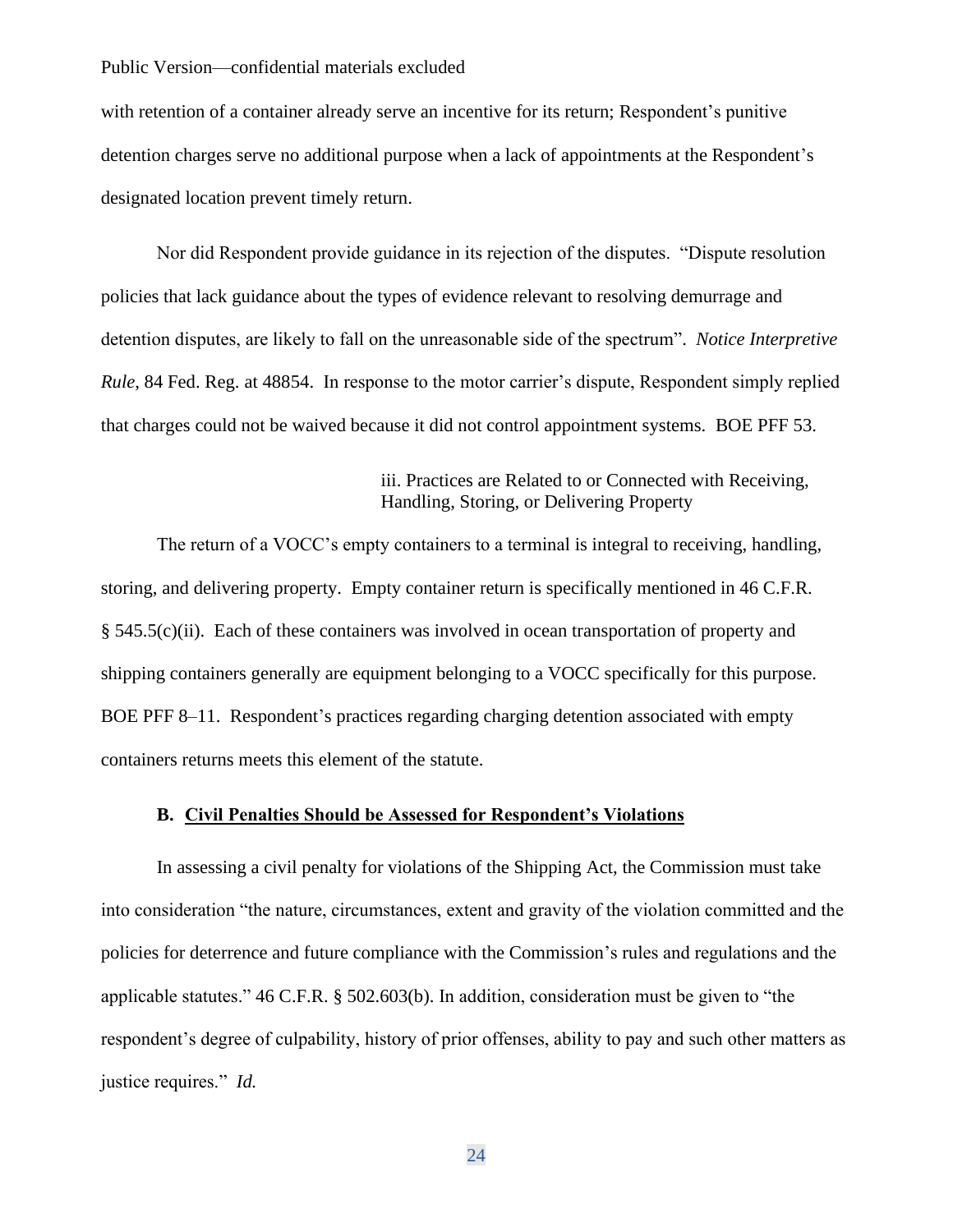Public Version—confidential materials excluded

with retention of a container already serve an incentive for its return; Respondent's punitive detention charges serve no additional purpose when a lack of appointments at the Respondent's designated location prevent timely return.

Nor did Respondent provide guidance in its rejection of the disputes. "Dispute resolution policies that lack guidance about the types of evidence relevant to resolving demurrage and detention disputes, are likely to fall on the unreasonable side of the spectrum". *Notice Interpretive Rule*, 84 Fed. Reg. at 48854. In response to the motor carrier's dispute, Respondent simply replied that charges could not be waived because it did not control appointment systems. BOE PFF 53.

iii. Practices are Related to or Connected with Receiving, Handling, Storing, or Delivering Property

The return of a VOCC's empty containers to a terminal is integral to receiving, handling, storing, and delivering property. Empty container return is specifically mentioned in 46 C.F.R. § 545.5(c)(ii). Each of these containers was involved in ocean transportation of property and shipping containers generally are equipment belonging to a VOCC specifically for this purpose. BOE PFF 8–11. Respondent's practices regarding charging detention associated with empty containers returns meets this element of the statute.

**B. Civil Penalties Should be Assessed for Respondent's Violations**

In assessing a civil penalty for violations of the Shipping Act, the Commission must take into consideration "the nature, circumstances, extent and gravity of the violation committed and the policies for deterrence and future compliance with the Commission's rules and regulations and the applicable statutes." 46 C.F.R. § 502.603(b). In addition, consideration must be given to "the respondent's degree of culpability, history of prior offenses, ability to pay and such other matters as justice requires." *Id.*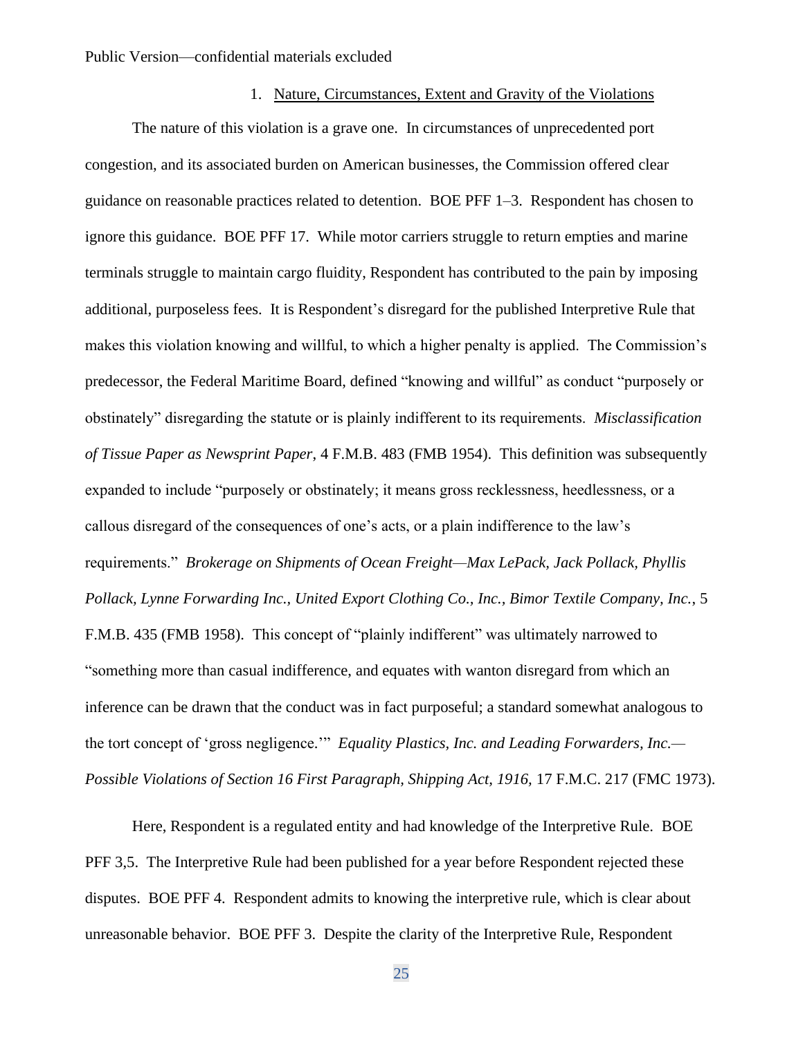Public Version—confidential materials excluded

1. Nature, Circumstances, Extent and Gravity of the Violations

The nature of this violation is a grave one. In circumstances of unprecedented port congestion, and its associated burden on American businesses, the Commission offered clear guidance on reasonable practices related to detention. BOE PFF 1–3. Respondent has chosen to ignore this guidance. BOE PFF 17. While motor carriers struggle to return empties and marine terminals struggle to maintain cargo fluidity, Respondent has contributed to the pain by imposing additional, purposeless fees. It is Respondent's disregard for the published Interpretive Rule that makes this violation knowing and willful, to which a higher penalty is applied. The Commission's predecessor, the Federal Maritime Board, defined "knowing and willful" as conduct "purposely or obstinately" disregarding the statute or is plainly indifferent to its requirements. *Misclassification of Tissue Paper as Newsprint Paper*, 4 F.M.B. 483 (FMB 1954). This definition was subsequently expanded to include "purposely or obstinately; it means gross recklessness, heedlessness, or a callous disregard of the consequences of one's acts, or a plain indifference to the law's requirements." *Brokerage on Shipments of Ocean Freight—Max LePack, Jack Pollack, Phyllis Pollack, Lynne Forwarding Inc., United Export Clothing Co., Inc., Bimor Textile Company, Inc.*, 5 F.M.B. 435 (FMB 1958). This concept of "plainly indifferent" was ultimately narrowed to "something more than casual indifference, and equates with wanton disregard from which an inference can be drawn that the conduct was in fact purposeful; a standard somewhat analogous to the tort concept of 'gross negligence.'" *Equality Plastics, Inc. and Leading Forwarders, Inc.—Possible Violations of Section 16 First Paragraph, Shipping Act, 1916,* 17 F.M.C. 217 (FMC 1973).

Here, Respondent is a regulated entity and had knowledge of the Interpretive Rule. BOE PFF 3,5. The Interpretive Rule had been published for a year before Respondent rejected these disputes. BOE PFF 4. Respondent admits to knowing the interpretive rule, which is clear about unreasonable behavior. BOE PFF 3. Despite the clarity of the Interpretive Rule, Respondent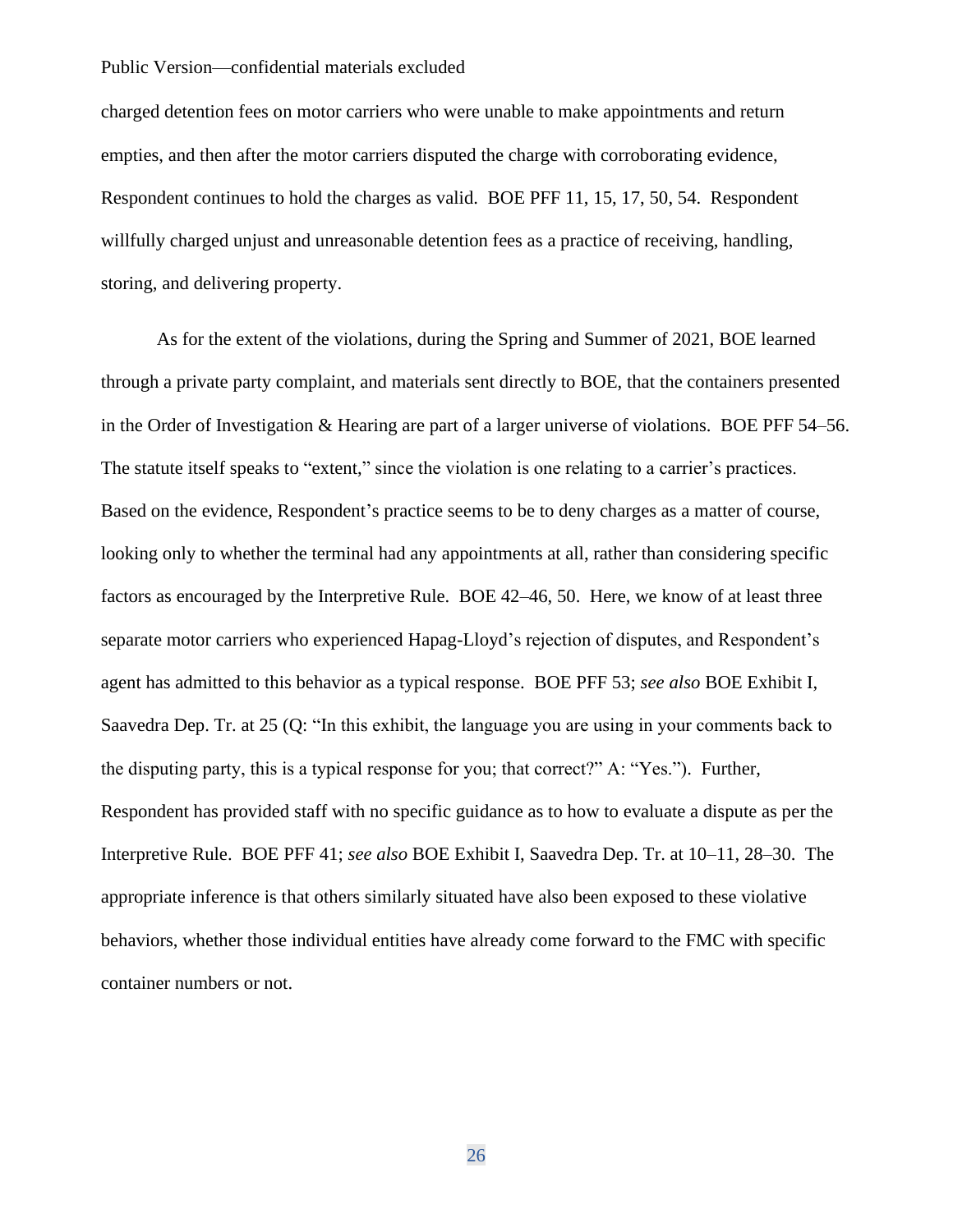charged detention fees on motor carriers who were unable to make appointments and return empties, and then after the motor carriers disputed the charge with corroborating evidence, Respondent continues to hold the charges as valid. BOE PFF 11, 15, 17, 50, 54. Respondent willfully charged unjust and unreasonable detention fees as a practice of receiving, handling, storing, and delivering property.

As for the extent of the violations, during the Spring and Summer of 2021, BOE learned through a private party complaint, and materials sent directly to BOE, that the containers presented in the Order of Investigation & Hearing are part of a larger universe of violations. BOE PFF 54–56. The statute itself speaks to "extent," since the violation is one relating to a carrier's practices. Based on the evidence, Respondent's practice seems to be to deny charges as a matter of course, looking only to whether the terminal had any appointments at all, rather than considering specific factors as encouraged by the Interpretive Rule. BOE 42–46, 50. Here, we know of at least three separate motor carriers who experienced Hapag-Lloyd's rejection of disputes, and Respondent's agent has admitted to this behavior as a typical response. BOE PFF 53; *see also* BOE Exhibit I, Saavedra Dep. Tr. at 25 (Q: "In this exhibit, the language you are using in your comments back to the disputing party, this is a typical response for you; that correct?" A: "Yes."). Further, Respondent has provided staff with no specific guidance as to how to evaluate a dispute as per the Interpretive Rule. BOE PFF 41; *see also* BOE Exhibit I, Saavedra Dep. Tr. at 10–11, 28–30. The appropriate inference is that others similarly situated have also been exposed to these violative behaviors, whether those individual entities have already come forward to the FMC with specific container numbers or not.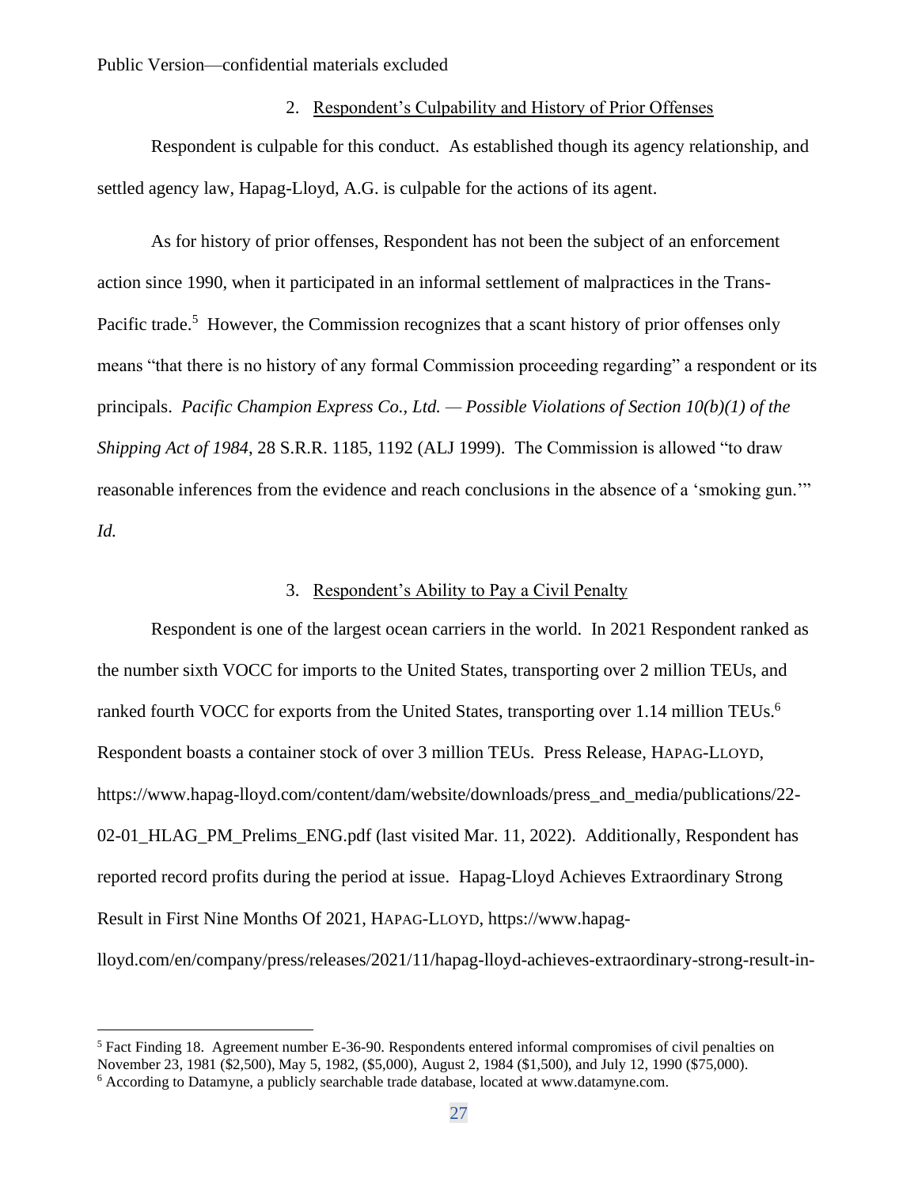Public Version—confidential materials excluded

2. Respondent's Culpability and History of Prior Offenses

Respondent is culpable for this conduct. As established though its agency relationship, and settled agency law, Hapag-Lloyd, A.G. is culpable for the actions of its agent.

As for history of prior offenses, Respondent has not been the subject of an enforcement action since 1990, when it participated in an informal settlement of malpractices in the Trans-Pacific trade.[5] However, the Commission recognizes that a scant history of prior offenses only means "that there is no history of any formal Commission proceeding regarding" a respondent or its principals. *Pacific Champion Express Co., Ltd. — Possible Violations of Section 10(b)(1) of the Shipping Act of 1984*, 28 S.R.R. 1185, 1192 (ALJ 1999). The Commission is allowed "to draw reasonable inferences from the evidence and reach conclusions in the absence of a 'smoking gun.'" *Id.*

3. Respondent's Ability to Pay a Civil Penalty

Respondent is one of the largest ocean carriers in the world. In 2021 Respondent ranked as the number sixth VOCC for imports to the United States, transporting over 2 million TEUs, and ranked fourth VOCC for exports from the United States, transporting over 1.14 million TEUs.[6] Respondent boasts a container stock of over 3 million TEUs. Press Release, HAPAG-LLOYD, https://www.hapag-lloyd.com/content/dam/website/downloads/press_and_media/publications/22-02-01_HLAG_PM_Prelims_ENG.pdf (last visited Mar. 11, 2022). Additionally, Respondent has reported record profits during the period at issue. Hapag-Lloyd Achieves Extraordinary Strong Result in First Nine Months Of 2021, HAPAG-LLOYD, https://www.hapag-lloyd.com/en/company/press/releases/2021/11/hapag-lloyd-achieves-extraordinary-strong-result-in-

---

[5] Fact Finding 18. Agreement number E-36-90. Respondents entered informal compromises of civil penalties on November 23, 1981 ($2,500), May 5, 1982, ($5,000), August 2, 1984 ($1,500), and July 12, 1990 ($75,000).

[6] According to Datamyne, a publicly searchable trade database, located at www.datamyne.com.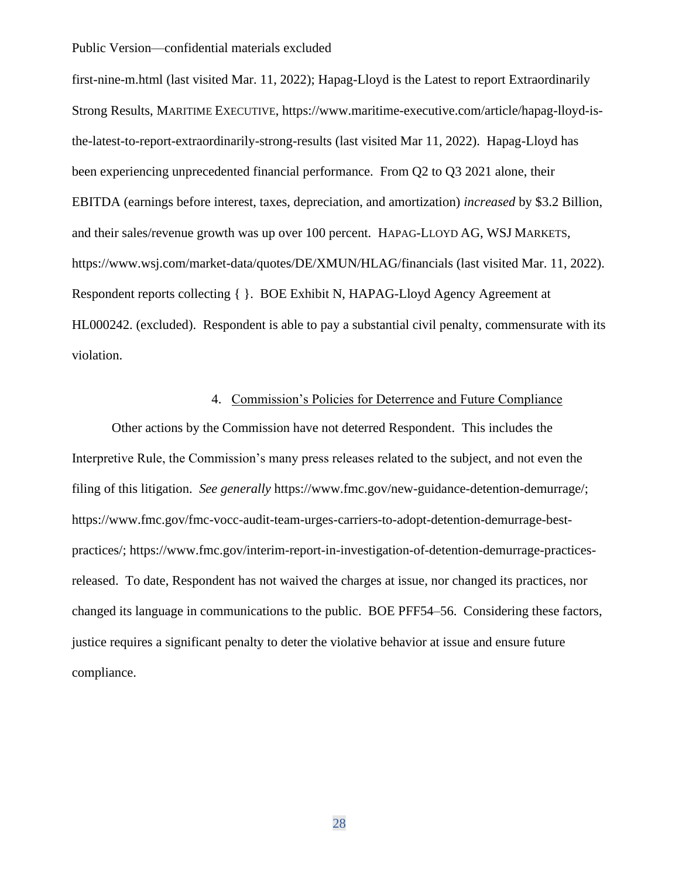first-nine-m.html (last visited Mar. 11, 2022); Hapag-Lloyd is the Latest to report Extraordinarily Strong Results, MARITIME EXECUTIVE, https://www.maritime-executive.com/article/hapag-lloyd-is-the-latest-to-report-extraordinarily-strong-results (last visited Mar 11, 2022). Hapag-Lloyd has been experiencing unprecedented financial performance. From Q2 to Q3 2021 alone, their EBITDA (earnings before interest, taxes, depreciation, and amortization) *increased* by $3.2 Billion, and their sales/revenue growth was up over 100 percent. HAPAG-LLOYD AG, WSJ MARKETS, https://www.wsj.com/market-data/quotes/DE/XMUN/HLAG/financials (last visited Mar. 11, 2022). Respondent reports collecting { }. BOE Exhibit N, HAPAG-Lloyd Agency Agreement at HL000242. (excluded). Respondent is able to pay a substantial civil penalty, commensurate with its violation.

4. Commission's Policies for Deterrence and Future Compliance

Other actions by the Commission have not deterred Respondent. This includes the Interpretive Rule, the Commission's many press releases related to the subject, and not even the filing of this litigation. *See generally* https://www.fmc.gov/new-guidance-detention-demurrage/; https://www.fmc.gov/fmc-vocc-audit-team-urges-carriers-to-adopt-detention-demurrage-best-practices/; https://www.fmc.gov/interim-report-in-investigation-of-detention-demurrage-practices-released. To date, Respondent has not waived the charges at issue, nor changed its practices, nor changed its language in communications to the public. BOE PFF54–56. Considering these factors, justice requires a significant penalty to deter the violative behavior at issue and ensure future compliance.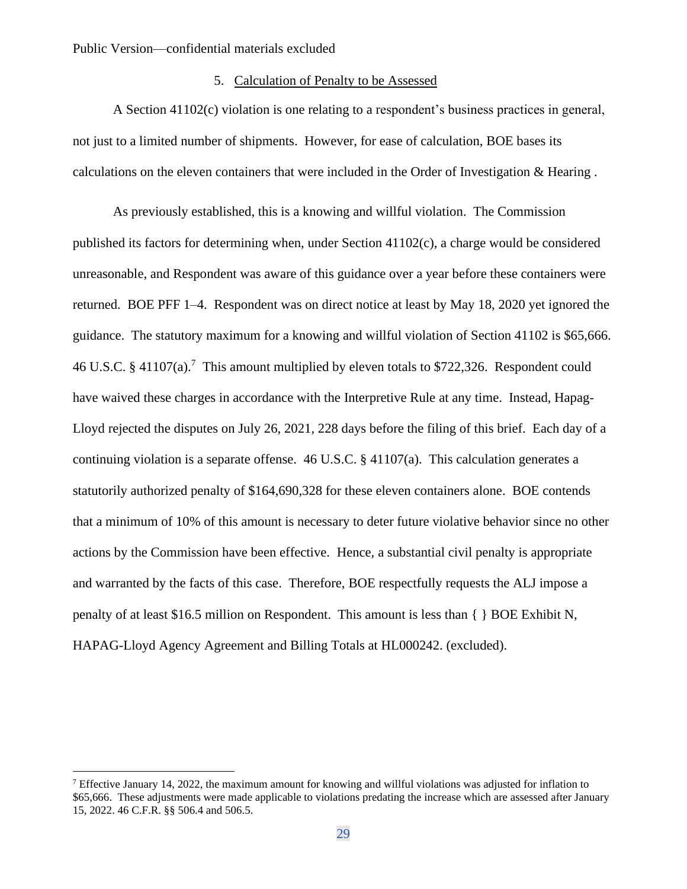Public Version—confidential materials excluded

### 5. Calculation of Penalty to be Assessed

A Section 41102(c) violation is one relating to a respondent's business practices in general, not just to a limited number of shipments. However, for ease of calculation, BOE bases its calculations on the eleven containers that were included in the Order of Investigation & Hearing .

As previously established, this is a knowing and willful violation. The Commission published its factors for determining when, under Section 41102(c), a charge would be considered unreasonable, and Respondent was aware of this guidance over a year before these containers were returned. BOE PFF 1–4. Respondent was on direct notice at least by May 18, 2020 yet ignored the guidance. The statutory maximum for a knowing and willful violation of Section 41102 is $65,666. 46 U.S.C. § 41107(a).[7] This amount multiplied by eleven totals to $722,326. Respondent could have waived these charges in accordance with the Interpretive Rule at any time. Instead, Hapag-Lloyd rejected the disputes on July 26, 2021, 228 days before the filing of this brief. Each day of a continuing violation is a separate offense. 46 U.S.C. § 41107(a). This calculation generates a statutorily authorized penalty of $164,690,328 for these eleven containers alone. BOE contends that a minimum of 10% of this amount is necessary to deter future violative behavior since no other actions by the Commission have been effective. Hence, a substantial civil penalty is appropriate and warranted by the facts of this case. Therefore, BOE respectfully requests the ALJ impose a penalty of at least $16.5 million on Respondent. This amount is less than { } BOE Exhibit N, HAPAG-Lloyd Agency Agreement and Billing Totals at HL000242. (excluded).

---

[7] Effective January 14, 2022, the maximum amount for knowing and willful violations was adjusted for inflation to $65,666. These adjustments were made applicable to violations predating the increase which are assessed after January 15, 2022. 46 C.F.R. §§ 506.4 and 506.5.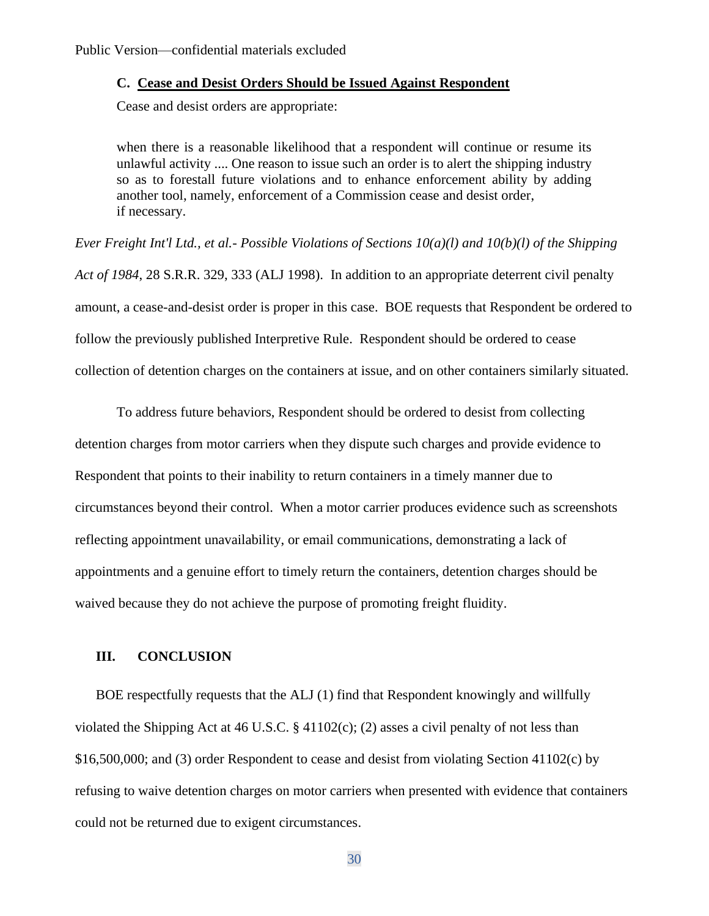Public Version—confidential materials excluded

### C. Cease and Desist Orders Should be Issued Against Respondent

Cease and desist orders are appropriate:

> when there is a reasonable likelihood that a respondent will continue or resume its unlawful activity .... One reason to issue such an order is to alert the shipping industry so as to forestall future violations and to enhance enforcement ability by adding another tool, namely, enforcement of a Commission cease and desist order, if necessary.

*Ever Freight Int'l Ltd., et al.- Possible Violations of Sections 10(a)(l) and 10(b)(l) of the Shipping Act of 1984*, 28 S.R.R. 329, 333 (ALJ 1998). In addition to an appropriate deterrent civil penalty amount, a cease-and-desist order is proper in this case. BOE requests that Respondent be ordered to follow the previously published Interpretive Rule. Respondent should be ordered to cease collection of detention charges on the containers at issue, and on other containers similarly situated.

To address future behaviors, Respondent should be ordered to desist from collecting detention charges from motor carriers when they dispute such charges and provide evidence to Respondent that points to their inability to return containers in a timely manner due to circumstances beyond their control. When a motor carrier produces evidence such as screenshots reflecting appointment unavailability, or email communications, demonstrating a lack of appointments and a genuine effort to timely return the containers, detention charges should be waived because they do not achieve the purpose of promoting freight fluidity.

## III. CONCLUSION

BOE respectfully requests that the ALJ (1) find that Respondent knowingly and willfully violated the Shipping Act at 46 U.S.C. § 41102(c); (2) asses a civil penalty of not less than \$16,500,000; and (3) order Respondent to cease and desist from violating Section 41102(c) by refusing to waive detention charges on motor carriers when presented with evidence that containers could not be returned due to exigent circumstances.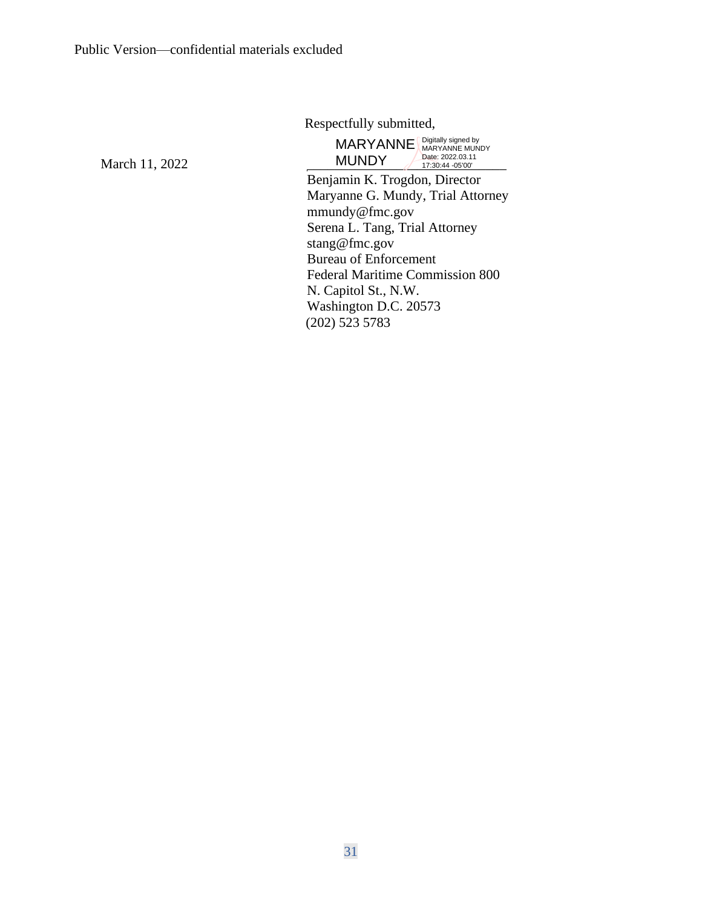Public Version—confidential materials excluded

Respectfully submitted,

March 11, 2022

MARYANNE MUNDY — Digitally signed by MARYANNE MUNDY Date: 2022.03.11 17:30:44 -05'00'

Benjamin K. Trogdon, Director
Maryanne G. Mundy, Trial Attorney
mmundy@fmc.gov
Serena L. Tang, Trial Attorney
stang@fmc.gov
Bureau of Enforcement
Federal Maritime Commission 800
N. Capitol St., N.W.
Washington D.C. 20573
(202) 523 5783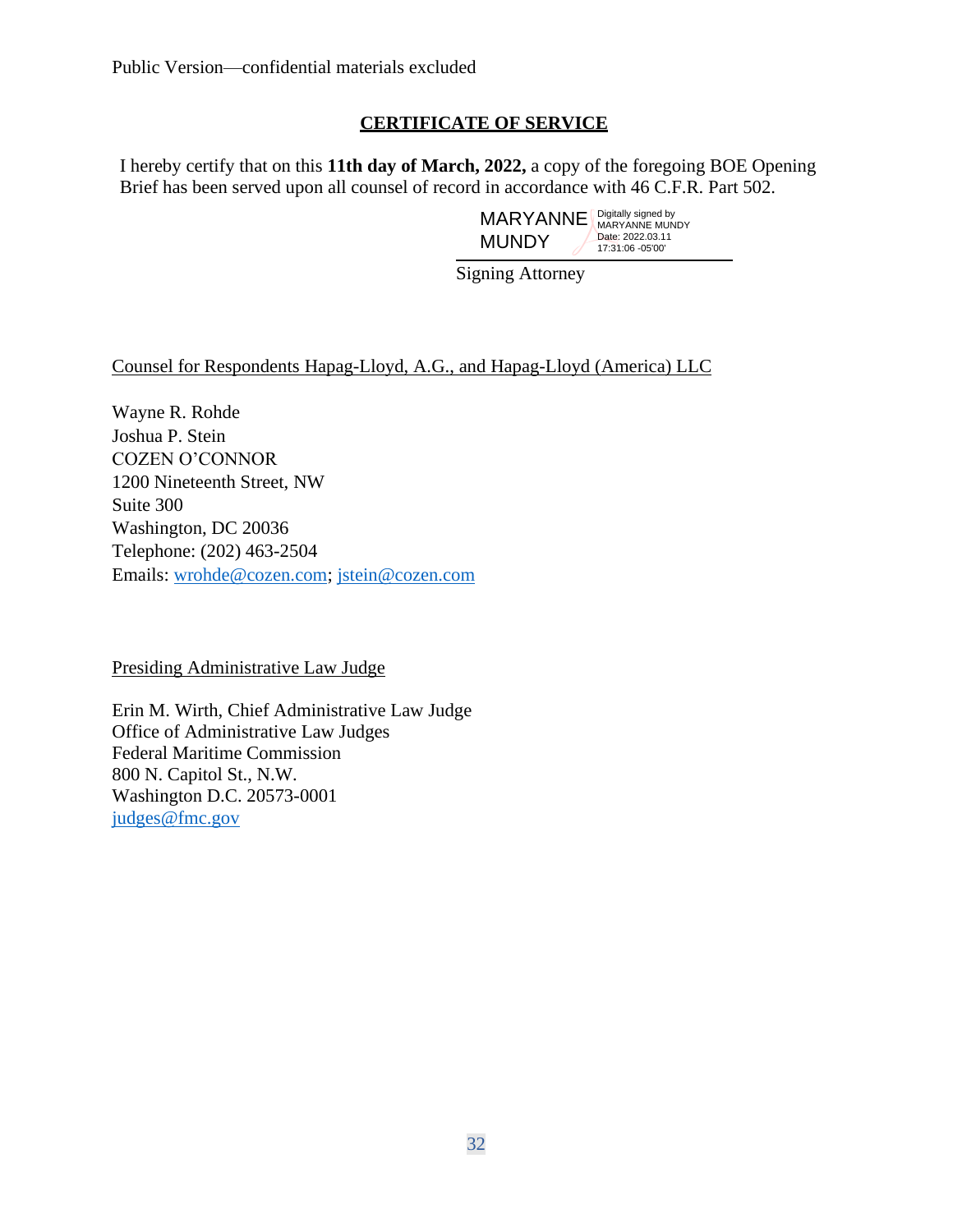Public Version—confidential materials excluded

## CERTIFICATE OF SERVICE

I hereby certify that on this **11th day of March, 2022,** a copy of the foregoing BOE Opening Brief has been served upon all counsel of record in accordance with 46 C.F.R. Part 502.

MARYANNE MUNDY Digitally signed by MARYANNE MUNDY Date: 2022.03.11 17:31:06 -05'00'

Signing Attorney

Counsel for Respondents Hapag-Lloyd, A.G., and Hapag-Lloyd (America) LLC

Wayne R. Rohde
Joshua P. Stein
COZEN O'CONNOR
1200 Nineteenth Street, NW
Suite 300
Washington, DC 20036
Telephone: (202) 463-2504
Emails: wrohde@cozen.com; jstein@cozen.com

Presiding Administrative Law Judge

Erin M. Wirth, Chief Administrative Law Judge
Office of Administrative Law Judges
Federal Maritime Commission
800 N. Capitol St., N.W.
Washington D.C. 20573-0001
judges@fmc.gov